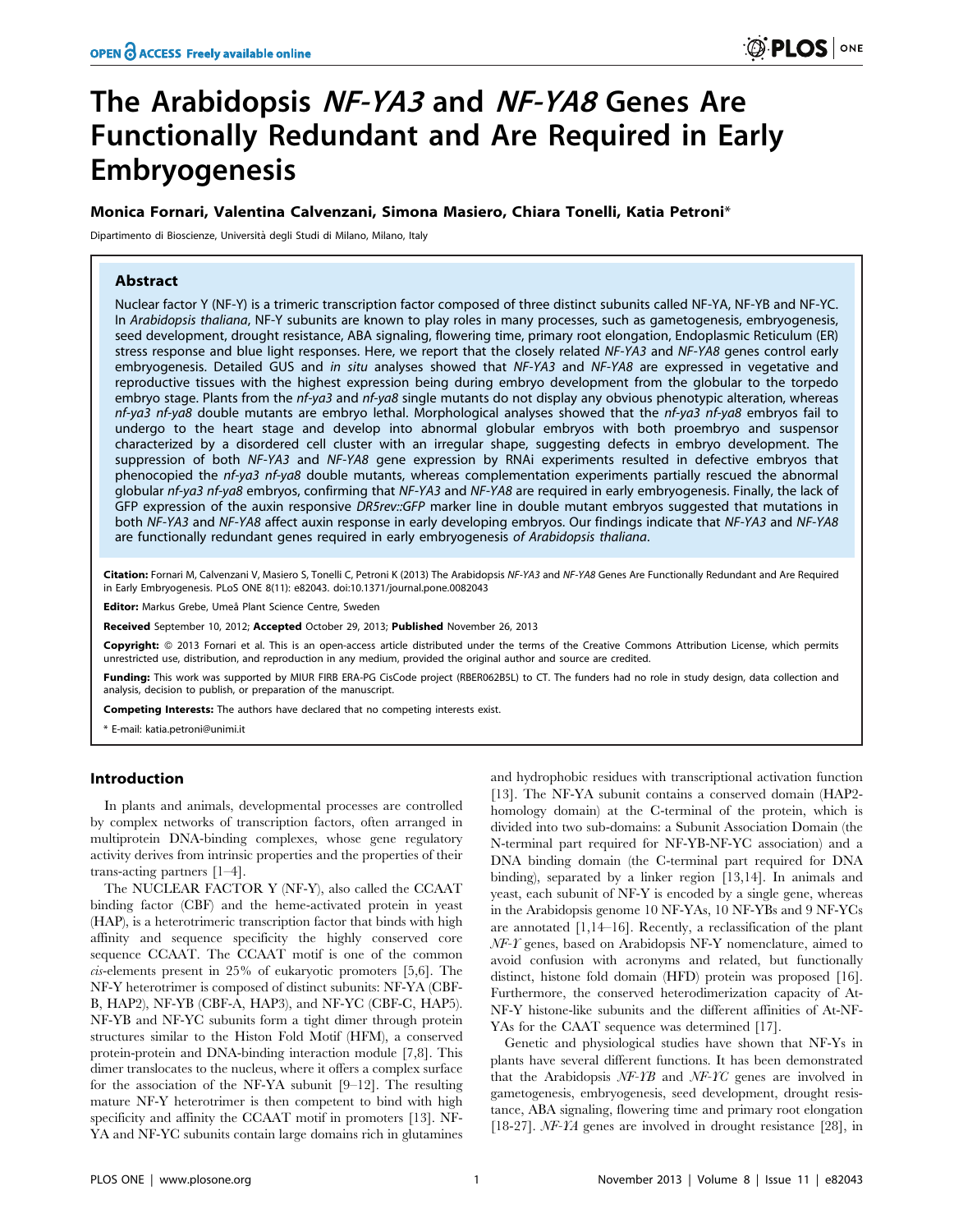# The Arabidopsis *NF-YA3* and *NF-YA8* Genes Are Functionally Redundant and Are Required in Early Embryogenesis

**Monica Fornari, Valentina Calvenzani, Simona Masiero, Chiara Tonelli, Katia Petroni***

Dipartimento di Bioscienze, Università degli Studi di Milano, Milano, Italy

## Abstract

Nuclear factor Y (NF-Y) is a trimeric transcription factor composed of three distinct subunits called NF-YA, NF-YB and NF-YC. In *Arabidopsis thaliana*, NF-Y subunits are known to play roles in many processes, such as gametogenesis, embryogenesis, seed development, drought resistance, ABA signaling, flowering time, primary root elongation, Endoplasmic Reticulum (ER) stress response and blue light responses. Here, we report that the closely related *NF-YA3* and *NF-YA8* genes control early embryogenesis. Detailed GUS and *in situ* analyses showed that *NF-YA3* and *NF-YA8* are expressed in vegetative and reproductive tissues with the highest expression being during embryo development from the globular to the torpedo embryo stage. Plants from the *nf-ya3* and *nf-ya8* single mutants do not display any obvious phenotypic alteration, whereas *nf-ya3 nf-ya8* double mutants are embryo lethal. Morphological analyses showed that the *nf-ya3 nf-ya8* embryos fail to undergo to the heart stage and develop into abnormal globular embryos with both proembryo and suspensor characterized by a disordered cell cluster with an irregular shape, suggesting defects in embryo development. The suppression of both *NF-YA3* and *NF-YA8* gene expression by RNAi experiments resulted in defective embryos that phenocopied the *nf-ya3 nf-ya8* double mutants, whereas complementation experiments partially rescued the abnormal globular *nf-ya3 nf-ya8* embryos, confirming that *NF-YA3* and *NF-YA8* are required in early embryogenesis. Finally, the lack of GFP expression of the auxin responsive *DR5rev::GFP* marker line in double mutant embryos suggested that mutations in both *NF-YA3* and *NF-YA8* affect auxin response in early developing embryos. Our findings indicate that *NF-YA3* and *NF-YA8* are functionally redundant genes required in early embryogenesis *of Arabidopsis thaliana*.

**Citation:** Fornari M, Calvenzani V, Masiero S, Tonelli C, Petroni K (2013) The Arabidopsis *NF-YA3* and *NF-YA8* Genes Are Functionally Redundant and Are Required in Early Embryogenesis. PLoS ONE 8(11): e82043. doi:10.1371/journal.pone.0082043

**Editor:** Markus Grebe, Umeå Plant Science Centre, Sweden

**Received** September 10, 2012; **Accepted** October 29, 2013; **Published** November 26, 2013

**Copyright:** © 2013 Fornari et al. This is an open-access article distributed under the terms of the Creative Commons Attribution License, which permits unrestricted use, distribution, and reproduction in any medium, provided the original author and source are credited.

**Funding:** This work was supported by MIUR FIRB ERA-PG CisCode project (RBER062B5L) to CT. The funders had no role in study design, data collection and analysis, decision to publish, or preparation of the manuscript.

**Competing Interests:** The authors have declared that no competing interests exist.

\* E-mail: katia.petroni@unimi.it

## Introduction

In plants and animals, developmental processes are controlled by complex networks of transcription factors, often arranged in multiprotein DNA-binding complexes, whose gene regulatory activity derives from intrinsic properties and the properties of their trans-acting partners [1–4].

The NUCLEAR FACTOR Y (NF-Y), also called the CCAAT binding factor (CBF) and the heme-activated protein in yeast (HAP), is a heterotrimeric transcription factor that binds with high affinity and sequence specificity the highly conserved core sequence CCAAT. The CCAAT motif is one of the common *cis*-elements present in 25% of eukaryotic promoters [5,6]. The NF-Y heterotrimer is composed of distinct subunits: NF-YA (CBF-B, HAP2), NF-YB (CBF-A, HAP3), and NF-YC (CBF-C, HAP5). NF-YB and NF-YC subunits form a tight dimer through protein structures similar to the Histon Fold Motif (HFM), a conserved protein-protein and DNA-binding interaction module [7,8]. This dimer translocates to the nucleus, where it offers a complex surface for the association of the NF-YA subunit [9–12]. The resulting mature NF-Y heterotrimer is then competent to bind with high specificity and affinity the CCAAT motif in promoters [13]. NF-YA and NF-YC subunits contain large domains rich in glutamines and hydrophobic residues with transcriptional activation function [13]. The NF-YA subunit contains a conserved domain (HAP2-homology domain) at the C-terminal of the protein, which is divided into two sub-domains: a Subunit Association Domain (the N-terminal part required for NF-YB-NF-YC association) and a DNA binding domain (the C-terminal part required for DNA binding), separated by a linker region [13,14]. In animals and yeast, each subunit of NF-Y is encoded by a single gene, whereas in the Arabidopsis genome 10 NF-YAs, 10 NF-YBs and 9 NF-YCs are annotated [1,14–16]. Recently, a reclassification of the plant *NF-Y* genes, based on Arabidopsis NF-Y nomenclature, aimed to avoid confusion with acronyms and related, but functionally distinct, histone fold domain (HFD) protein was proposed [16]. Furthermore, the conserved heterodimerization capacity of At-NF-Y histone-like subunits and the different affinities of At-NF-YAs for the CAAT sequence was determined [17].

Genetic and physiological studies have shown that NF-Ys in plants have several different functions. It has been demonstrated that the Arabidopsis *NF-YB* and *NF-YC* genes are involved in gametogenesis, embryogenesis, seed development, drought resistance, ABA signaling, flowering time and primary root elongation [18-27]. *NF-YA* genes are involved in drought resistance [28], in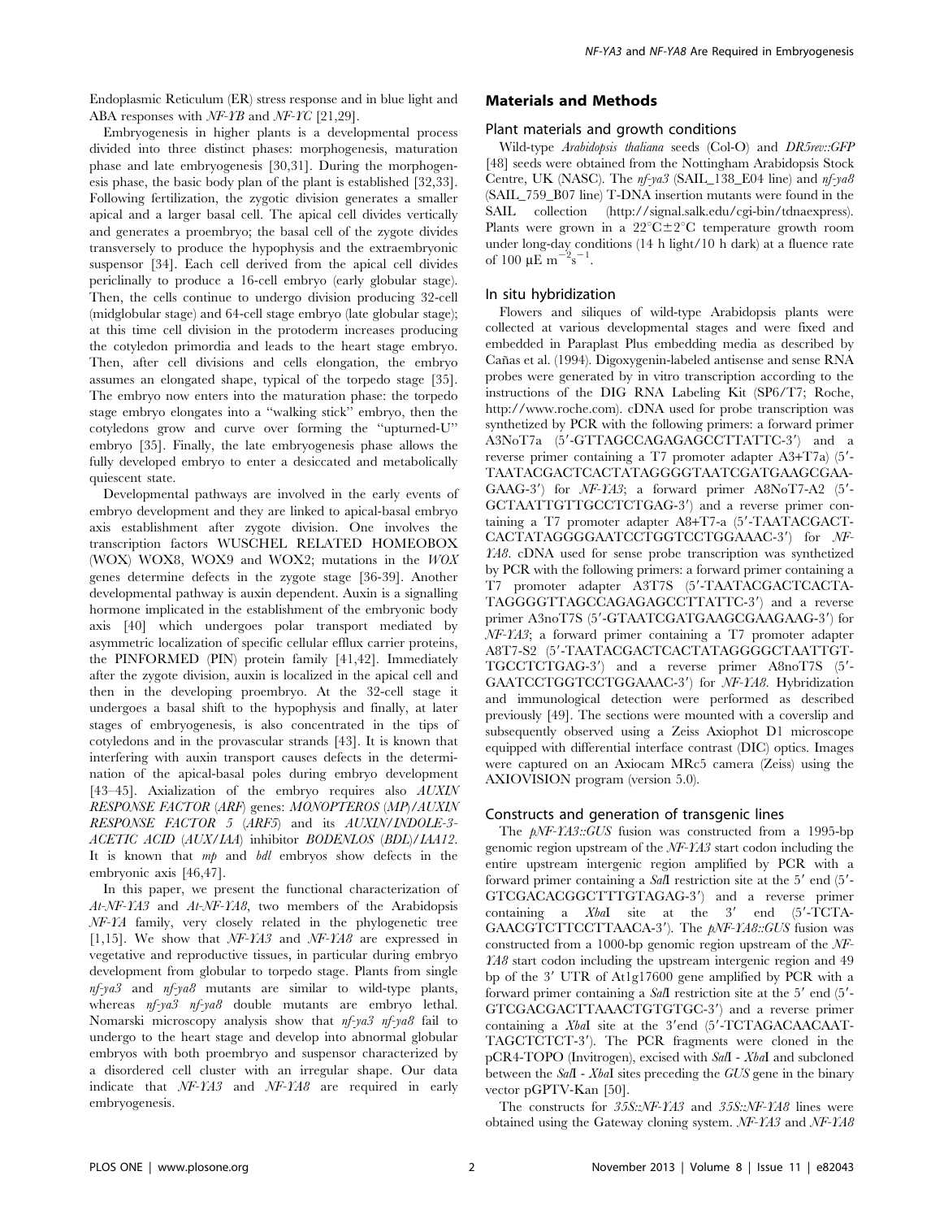Endoplasmic Reticulum (ER) stress response and in blue light and ABA responses with *NF-YB* and *NF-YC* [21,29].

Embryogenesis in higher plants is a developmental process divided into three distinct phases: morphogenesis, maturation phase and late embryogenesis [30,31]. During the morphogenesis phase, the basic body plan of the plant is established [32,33]. Following fertilization, the zygotic division generates a smaller apical and a larger basal cell. The apical cell divides vertically and generates a proembryo; the basal cell of the zygote divides transversely to produce the hypophysis and the extraembryonic suspensor [34]. Each cell derived from the apical cell divides periclinally to produce a 16-cell embryo (early globular stage). Then, the cells continue to undergo division producing 32-cell (midglobular stage) and 64-cell stage embryo (late globular stage); at this time cell division in the protoderm increases producing the cotyledon primordia and leads to the heart stage embryo. Then, after cell divisions and cells elongation, the embryo assumes an elongated shape, typical of the torpedo stage [35]. The embryo now enters into the maturation phase: the torpedo stage embryo elongates into a "walking stick" embryo, then the cotyledons grow and curve over forming the "upturned-U" embryo [35]. Finally, the late embryogenesis phase allows the fully developed embryo to enter a desiccated and metabolically quiescent state.

Developmental pathways are involved in the early events of embryo development and they are linked to apical-basal embryo axis establishment after zygote division. One involves the transcription factors WUSCHEL RELATED HOMEOBOX (WOX) WOX8, WOX9 and WOX2; mutations in the *WOX* genes determine defects in the zygote stage [36-39]. Another developmental pathway is auxin dependent. Auxin is a signalling hormone implicated in the establishment of the embryonic body axis [40] which undergoes polar transport mediated by asymmetric localization of specific cellular efflux carrier proteins, the PINFORMED (PIN) protein family [41,42]. Immediately after the zygote division, auxin is localized in the apical cell and then in the developing proembryo. At the 32-cell stage it undergoes a basal shift to the hypophysis and finally, at later stages of embryogenesis, is also concentrated in the tips of cotyledons and in the provascular strands [43]. It is known that interfering with auxin transport causes defects in the determination of the apical-basal poles during embryo development [43–45]. Axialization of the embryo requires also *AUXIN RESPONSE FACTOR* (*ARF*) genes: *MONOPTEROS* (*MP*)/*AUXIN RESPONSE FACTOR 5* (*ARF5*) and its *AUXIN/INDOLE-3-ACETIC ACID* (*AUX/IAA*) inhibitor *BODENLOS* (*BDL*)/*IAA12*. It is known that *mp* and *bdl* embryos show defects in the embryonic axis [46,47].

In this paper, we present the functional characterization of *At-NF-YA3* and *At-NF-YA8*, two members of the Arabidopsis *NF-YA* family, very closely related in the phylogenetic tree [1,15]. We show that *NF-YA3* and *NF-YA8* are expressed in vegetative and reproductive tissues, in particular during embryo development from globular to torpedo stage. Plants from single *nf-ya3* and *nf-ya8* mutants are similar to wild-type plants, whereas *nf-ya3 nf-ya8* double mutants are embryo lethal. Nomarski microscopy analysis show that *nf-ya3 nf-ya8* fail to undergo to the heart stage and develop into abnormal globular embryos with both proembryo and suspensor characterized by a disordered cell cluster with an irregular shape. Our data indicate that *NF-YA3* and *NF-YA8* are required in early embryogenesis.

## Materials and Methods

### Plant materials and growth conditions

Wild-type *Arabidopsis thaliana* seeds (Col-O) and *DR5rev::GFP* [48] seeds were obtained from the Nottingham Arabidopsis Stock Centre, UK (NASC). The *nf-ya3* (SAIL_138_E04 line) and *nf-ya8* (SAIL_759_B07 line) T-DNA insertion mutants were found in the SAIL collection (http://signal.salk.edu/cgi-bin/tdnaexpress). Plants were grown in a 22°C±2°C temperature growth room under long-day conditions (14 h light/10 h dark) at a fluence rate of 100 $\mu E\ m^{-2}s^{-1}$.

### In situ hybridization

Flowers and siliques of wild-type Arabidopsis plants were collected at various developmental stages and were fixed and embedded in Paraplast Plus embedding media as described by Cañas et al. (1994). Digoxygenin-labeled antisense and sense RNA probes were generated by in vitro transcription according to the instructions of the DIG RNA Labeling Kit (SP6/T7; Roche, http://www.roche.com). cDNA used for probe transcription was synthetized by PCR with the following primers: a forward primer A3NoT7a (5′-GTTAGCCAGAGAGCCTTATTC-3′) and a reverse primer containing a T7 promoter adapter A3+T7a) (5′-TAATACGACTCACTATAGGGGTAATCGATGAAGCGAAGAAG-3′) for *NF-YA3*; a forward primer A8NoT7-A2 (5′-GCTAATTGTTGCCTCTGAG-3′) and a reverse primer containing a T7 promoter adapter A8+T7-a (5′-TAATACGACTCACTATAGGGGAATCCTGGTCCTGGAAAC-3′) for *NF-YA8*. cDNA used for sense probe transcription was synthetized by PCR with the following primers: a forward primer containing a T7 promoter adapter A3T7S (5′-TAATACGACTCACTATAGGGGTTAGCCAGAGAGCCTTATTC-3′) and a reverse primer A3noT7S (5′-GTAATCGATGAAGCGAAGAAG-3′) for *NF-YA3*; a forward primer containing a T7 promoter adapter A8T7-S2 (5′-TAATACGACTCACTATAGGGGCTAATTGTTGCCTCTGAG-3′) and a reverse primer A8noT7S (5′-GAATCCTGGTCCTGGAAAC-3′) for *NF-YA8*. Hybridization and immunological detection were performed as described previously [49]. The sections were mounted with a coverslip and subsequently observed using a Zeiss Axiophot D1 microscope equipped with differential interface contrast (DIC) optics. Images were captured on an Axiocam MRc5 camera (Zeiss) using the AXIOVISION program (version 5.0).

### Constructs and generation of transgenic lines

The *pNF-YA3::GUS* fusion was constructed from a 1995-bp genomic region upstream of the *NF-YA3* start codon including the entire upstream intergenic region amplified by PCR with a forward primer containing a *Sal*I restriction site at the 5′ end (5′-GTCGACACGGCTTTGTAGAG-3′) and a reverse primer containing a *Xba*I site at the 3′ end (5′-TCTAGAACGTCTTCCTTAACA-3′). The *pNF-YA8::GUS* fusion was constructed from a 1000-bp genomic region upstream of the *NF-YA8* start codon including the upstream intergenic region and 49 bp of the 3′ UTR of At1g17600 gene amplified by PCR with a forward primer containing a *Sal*I restriction site at the 5′ end (5′-GTCGACGACTTAAACTGTGTGC-3′) and a reverse primer containing a *Xba*I site at the 3′end (5′-TCTAGACAACAATTAGCTCTCT-3′). The PCR fragments were cloned in the pCR4-TOPO (Invitrogen), excised with *Sal*I - *Xba*I and subcloned between the *Sal*I - *Xba*I sites preceding the *GUS* gene in the binary vector pGPTV-Kan [50].

The constructs for *35S::NF-YA3* and *35S::NF-YA8* lines were obtained using the Gateway cloning system. *NF-YA3* and *NF-YA8*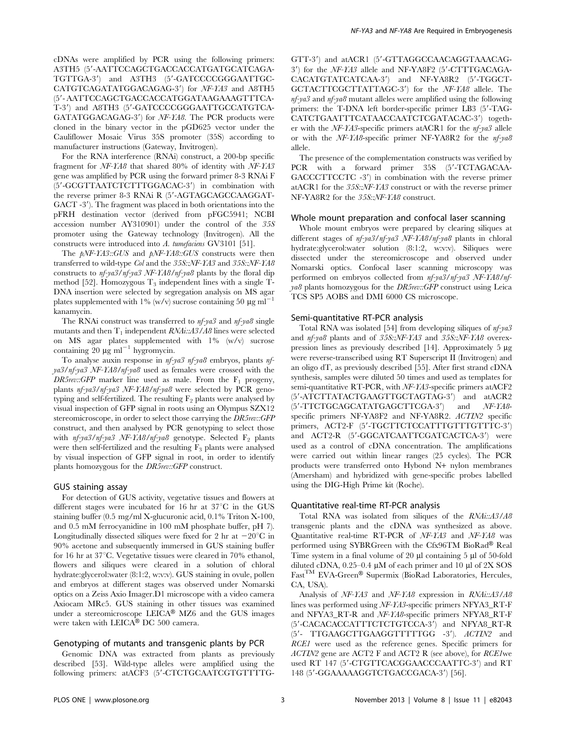cDNAs were amplified by PCR using the following primers: A3TH5 (5′-AATTCCAGCTGACCACCATGATGCATCAGATGTTGA-3′) and A3TH3 (5′-GATCCCCGGGAATTGCCATGTCAGATATGGACAGAG-3′) for *NF-YA3* and A8TH5 (5′-AATTCCAGCTGACCACCATGGATAAGAAAGTTTCAT-3′) and A8TH3 (5′-GATCCCCGGGAATTGCCATGTCAGATATGGACAGAG-3′) for *NF-YA8*. The PCR products were cloned in the binary vector in the pGD625 vector under the Cauliflower Mosaic Virus 35S promoter (35S) according to manufacturer instructions (Gateway, Invitrogen).

For the RNA interference (RNAi) construct, a 200-bp specific fragment for *NF-YA8* that shared 80% of identity with *NF-YA3* gene was amplified by PCR using the forward primer 8-3 RNAi F (5′-GCGTTAATCTCTTTGGACAC-3′) in combination with the reverse primer 8-3 RNAi R (5′-AGTAGCAGCCAAGGATGACT -3′). The fragment was placed in both orientations into the pFRH destination vector (derived from pFGC5941; NCBI accession number AY310901) under the control of the *35S* promoter using the Gateway technology (Invitrogen). All the constructs were introduced into *A. tumefaciens* GV3101 [51].

The *pNF-YA3::GUS* and *pNF-YA8::GUS* constructs were then transferred to wild-type *Col* and the *35S::NF-YA3* and *35S::NF-YA8* constructs to *nf-ya3/nf-ya3 NF-YA8/nf-ya8* plants by the floral dip method [52]. Homozygous $T_3$ independent lines with a single T-DNA insertion were selected by segregation analysis on MS agar plates supplemented with 1% (w/v) sucrose containing 50 µg ml$^{-1}$ kanamycin.

The RNAi construct was transferred to *nf-ya3* and *nf-ya8* single mutants and then $T_1$ independent *RNAi::A3/A8* lines were selected on MS agar plates supplemented with 1% (w/v) sucrose containing 20 µg ml$^{-1}$ hygromycin.

To analyse auxin response in *nf-ya3 nf-ya8* embryos, plants *nf-ya3/nf-ya3 NF-YA8/nf-ya8* used as females were crossed with the *DR5rev::GFP* marker line used as male. From the $F_1$ progeny, plants *nf-ya3/nf-ya3 NF-YA8/nf-ya8* were selected by PCR genotyping and self-fertilized. The resulting $F_2$ plants were analysed by visual inspection of GFP signal in roots using an Olympus SZX12 stereomicroscope, in order to select those carrying the *DR5rev::GFP* construct, and then analysed by PCR genotyping to select those with *nf-ya3/nf-ya3 NF-YA8/nf-ya8* genotype. Selected $F_2$ plants were then self-fertilized and the resulting $F_3$ plants were analysed by visual inspection of GFP signal in root, in order to identify plants homozygous for the *DR5rev::GFP* construct.

## GUS staining assay

For detection of GUS activity, vegetative tissues and flowers at different stages were incubated for 16 hr at 37°C in the GUS staining buffer (0.5 mg/ml X-glucuronic acid, 0.1% Triton X-100, and 0.5 mM ferrocyanidine in 100 mM phosphate buffer, pH 7). Longitudinally dissected siliques were fixed for 2 hr at −20°C in 90% acetone and subsequently immersed in GUS staining buffer for 16 hr at 37°C. Vegetative tissues were cleared in 70% ethanol, flowers and siliques were cleared in a solution of chloral hydrate:glycerol:water (8:1:2, w:v:v). GUS staining in ovule, pollen and embryos at different stages was observed under Nomarski optics on a Zeiss Axio Imager.D1 microscope with a video camera Axiocam MRc5. GUS staining in other tissues was examined under a stereomicroscope LEICA® MZ6 and the GUS images were taken with LEICA® DC 500 camera.

## Genotyping of mutants and transgenic plants by PCR

Genomic DNA was extracted from plants as previously described [53]. Wild-type alleles were amplified using the following primers: atACF3 (5′-CTCTGCAATCGTGTTTTGGTT-3′) and atACR1 (5′-GTTAGGCCAACAGGTAAACAG-3′) for the *NF-YA3* allele and NF-YA8F2 (5′-CTTTGACAGACACATGTATCATCAA-3′) and NF-YA8R2 (5′-TGGCTGCTACTTCGCTTATTAGC-3′) for the *NF-YA8* allele. The *nf-ya3* and *nf-ya8* mutant alleles were amplified using the following primers: the T-DNA left border-specific primer LB3 (5′-TAGCATCTGAATTTCATAACCAATCTCGATACAC-3′) together with the *NF-YA3*-specific primers atACR1 for the *nf-ya3* allele or with the *NF-YA8*-specific primer NF-YA8R2 for the *nf-ya8* allele.

The presence of the complementation constructs was verified by PCR with a forward primer 35S (5′-TCTAGACAAGACCCTTCCTC -3′) in combination with the reverse primer atACR1 for the *35S::NF-YA3* construct or with the reverse primer NF-YA8R2 for the *35S::NF-YA8* construct.

## Whole mount preparation and confocal laser scanning

Whole mount embryos were prepared by clearing siliques at different stages of *nf-ya3/nf-ya3 NF-YA8/nf-ya8* plants in chloral hydrate:glycerol:water solution (8:1:2, w:v:v). Siliques were dissected under the stereomicroscope and observed under Nomarski optics. Confocal laser scanning microscopy was performed on embryos collected from *nf-ya3/nf-ya3 NF-YA8/nf-ya8* plants homozygous for the *DR5rev::GFP* construct using Leica TCS SP5 AOBS and DMI 6000 CS microscope.

## Semi-quantitative RT-PCR analysis

Total RNA was isolated [54] from developing siliques of *nf-ya3* and *nf-ya8* plants and of *35S::NF-YA3* and *35S::NF-YA8* overexpression lines as previously described [14]. Approximately 5 µg were reverse-transcribed using RT Superscript II (Invitrogen) and an oligo dT, as previously described [55]. After first strand cDNA synthesis, samples were diluted 50 times and used as templates for semi-quantitative RT-PCR, with *NF-YA3*-specific primers atACF2 (5′-ATCTTATACTGAAGTTGCTAGTAG-3′) and atACR2 (5′-TTCTGCAGCATATGAGCTTCGA-3′) and *NF-YA8*-specific primers NF-YA8F2 and NF-YA8R2. *ACTIN2* specific primers, ACT2-F (5′-TGCTTCTCCATTTGTTTGTTTC-3′) and ACT2-R (5′-GGCATCAATTCGATCACTCA-3′) were used as a control of cDNA concentration. The amplifications were carried out within linear ranges (25 cycles). The PCR products were transferred onto Hybond N+ nylon membranes (Amersham) and hybridized with gene-specific probes labelled using the DIG-High Prime kit (Roche).

## Quantitative real-time RT-PCR analysis

Total RNA was isolated from siliques of the *RNAi::A3/A8* transgenic plants and the cDNA was synthesized as above. Quantitative real-time RT-PCR of *NF-YA3* and *NF-YA8* was performed using SYBRGreen with the Cfx96TM BioRad® Real Time system in a final volume of 20 µl containing 5 µl of 50-fold diluted cDNA, 0.25–0.4 µM of each primer and 10 µl of 2X SOS Fast™ EVA-Green® Supermix (BioRad Laboratories, Hercules, CA, USA).

Analysis of *NF-YA3* and *NF-YA8* expression in *RNAi::A3/A8* lines was performed using *NF-YA3*-specific primers NFYA3_RT-F and NFYA3_RT-R and *NF-YA8*-specific primers NFYA8_RT-F (5′-CACACACCATTTCTCTGTCCA-3′) and NFYA8_RT-R (5′- TTGAAGCTTGAAGGTTTTTGG -3′). *ACTIN2* and *RCE1* were used as the reference genes. Specific primers for *ACTIN2* gene are ACT2 F and ACT2 R (see above), for *RCE1*we used RT 147 (5′-CTGTTCACGGAACCCAATTC-3′) and RT 148 (5′-GGAAAAAGGTCTGACCGACA-3′) [56].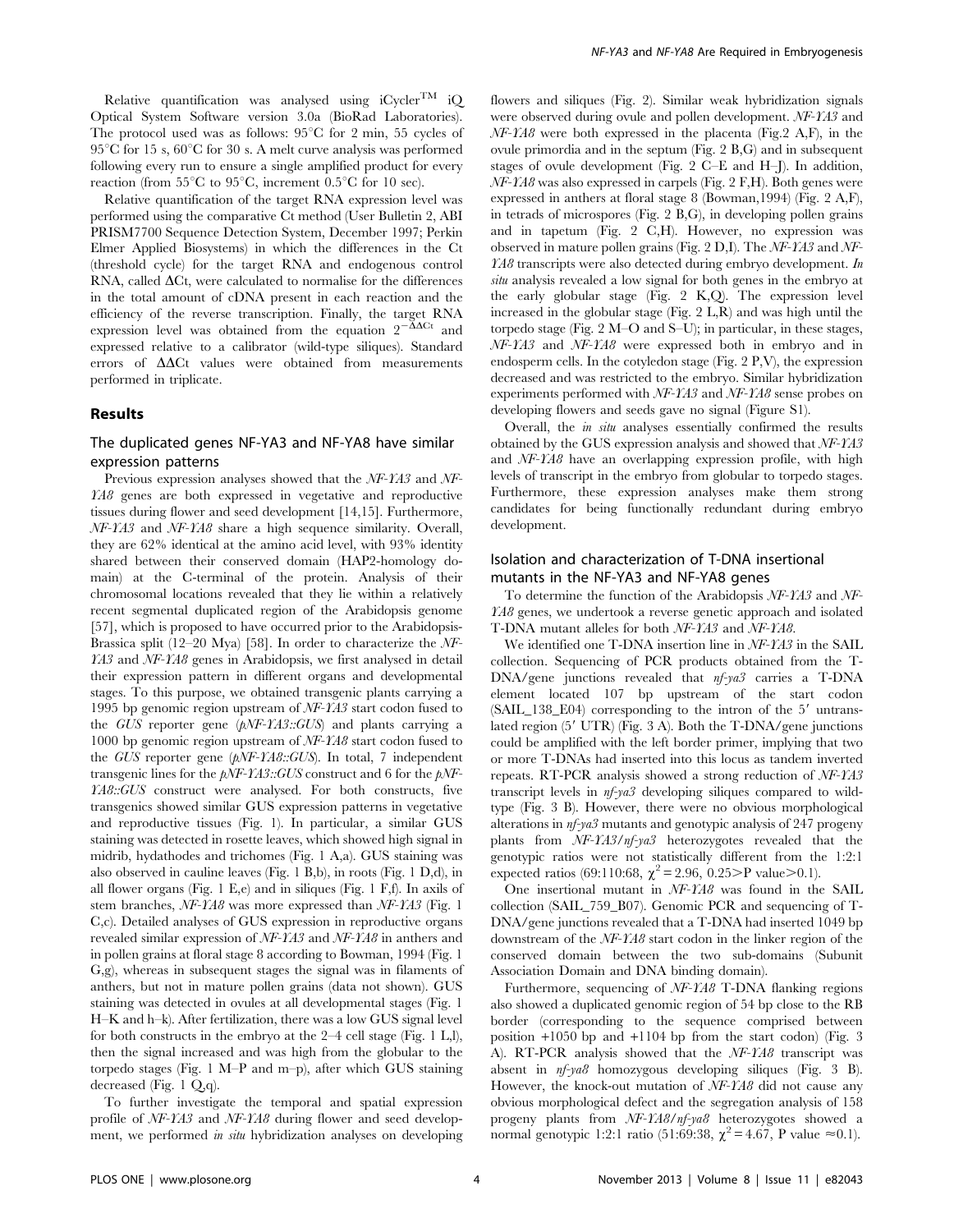Relative quantification was analysed using iCycler$^{TM}$ iQ Optical System Software version 3.0a (BioRad Laboratories). The protocol used was as follows: 95°C for 2 min, 55 cycles of 95°C for 15 s, 60°C for 30 s. A melt curve analysis was performed following every run to ensure a single amplified product for every reaction (from 55°C to 95°C, increment 0.5°C for 10 sec).

Relative quantification of the target RNA expression level was performed using the comparative Ct method (User Bulletin 2, ABI PRISM7700 Sequence Detection System, December 1997; Perkin Elmer Applied Biosystems) in which the differences in the Ct (threshold cycle) for the target RNA and endogenous control RNA, called ΔCt, were calculated to normalise for the differences in the total amount of cDNA present in each reaction and the efficiency of the reverse transcription. Finally, the target RNA expression level was obtained from the equation $2^{-\Delta\Delta Ct}$ and expressed relative to a calibrator (wild-type siliques). Standard errors of ΔΔCt values were obtained from measurements performed in triplicate.

## Results

### The duplicated genes NF-YA3 and NF-YA8 have similar expression patterns

Previous expression analyses showed that the *NF-YA3* and *NF-YA8* genes are both expressed in vegetative and reproductive tissues during flower and seed development [14,15]. Furthermore, *NF-YA3* and *NF-YA8* share a high sequence similarity. Overall, they are 62% identical at the amino acid level, with 93% identity shared between their conserved domain (HAP2-homology domain) at the C-terminal of the protein. Analysis of their chromosomal locations revealed that they lie within a relatively recent segmental duplicated region of the Arabidopsis genome [57], which is proposed to have occurred prior to the Arabidopsis-Brassica split (12–20 Mya) [58]. In order to characterize the *NF-YA3* and *NF-YA8* genes in Arabidopsis, we first analysed in detail their expression pattern in different organs and developmental stages. To this purpose, we obtained transgenic plants carrying a 1995 bp genomic region upstream of *NF-YA3* start codon fused to the *GUS* reporter gene (*pNF-YA3::GUS*) and plants carrying a 1000 bp genomic region upstream of *NF-YA8* start codon fused to the *GUS* reporter gene (*pNF-YA8::GUS*). In total, 7 independent transgenic lines for the *pNF-YA3::GUS* construct and 6 for the *pNF-YA8::GUS* construct were analysed. For both constructs, five transgenics showed similar GUS expression patterns in vegetative and reproductive tissues (Fig. 1). In particular, a similar GUS staining was detected in rosette leaves, which showed high signal in midrib, hydathodes and trichomes (Fig. 1 A,a). GUS staining was also observed in cauline leaves (Fig. 1 B,b), in roots (Fig. 1 D,d), in all flower organs (Fig. 1 E,e) and in siliques (Fig. 1 F,f). In axils of stem branches, *NF-YA8* was more expressed than *NF-YA3* (Fig. 1 C,c). Detailed analyses of GUS expression in reproductive organs revealed similar expression of *NF-YA3* and *NF-YA8* in anthers and in pollen grains at floral stage 8 according to Bowman, 1994 (Fig. 1 G,g), whereas in subsequent stages the signal was in filaments of anthers, but not in mature pollen grains (data not shown). GUS staining was detected in ovules at all developmental stages (Fig. 1 H–K and h–k). After fertilization, there was a low GUS signal level for both constructs in the embryo at the 2–4 cell stage (Fig. 1 L,l), then the signal increased and was high from the globular to the torpedo stages (Fig. 1 M–P and m–p), after which GUS staining decreased (Fig. 1 Q,q).

To further investigate the temporal and spatial expression profile of *NF-YA3* and *NF-YA8* during flower and seed development, we performed *in situ* hybridization analyses on developing flowers and siliques (Fig. 2). Similar weak hybridization signals were observed during ovule and pollen development. *NF-YA3* and *NF-YA8* were both expressed in the placenta (Fig.2 A,F), in the ovule primordia and in the septum (Fig. 2 B,G) and in subsequent stages of ovule development (Fig. 2 C–E and H–J). In addition, *NF-YA8* was also expressed in carpels (Fig. 2 F,H). Both genes were expressed in anthers at floral stage 8 (Bowman,1994) (Fig. 2 A,F), in tetrads of microspores (Fig. 2 B,G), in developing pollen grains and in tapetum (Fig. 2 C,H). However, no expression was observed in mature pollen grains (Fig. 2 D,I). The *NF-YA3* and *NF-YA8* transcripts were also detected during embryo development. *In situ* analysis revealed a low signal for both genes in the embryo at the early globular stage (Fig. 2 K,Q). The expression level increased in the globular stage (Fig. 2 L,R) and was high until the torpedo stage (Fig. 2 M–O and S–U); in particular, in these stages, *NF-YA3* and *NF-YA8* were expressed both in embryo and in endosperm cells. In the cotyledon stage (Fig. 2 P,V), the expression decreased and was restricted to the embryo. Similar hybridization experiments performed with *NF-YA3* and *NF-YA8* sense probes on developing flowers and seeds gave no signal (Figure S1).

Overall, the *in situ* analyses essentially confirmed the results obtained by the GUS expression analysis and showed that *NF-YA3* and *NF-YA8* have an overlapping expression profile, with high levels of transcript in the embryo from globular to torpedo stages. Furthermore, these expression analyses make them strong candidates for being functionally redundant during embryo development.

### Isolation and characterization of T-DNA insertional mutants in the NF-YA3 and NF-YA8 genes

To determine the function of the Arabidopsis *NF-YA3* and *NF-YA8* genes, we undertook a reverse genetic approach and isolated T-DNA mutant alleles for both *NF-YA3* and *NF-YA8*.

We identified one T-DNA insertion line in *NF-YA3* in the SAIL collection. Sequencing of PCR products obtained from the T-DNA/gene junctions revealed that *nf-ya3* carries a T-DNA element located 107 bp upstream of the start codon (SAIL_138_E04) corresponding to the intron of the 5′ untranslated region (5′ UTR) (Fig. 3 A). Both the T-DNA/gene junctions could be amplified with the left border primer, implying that two or more T-DNAs had inserted into this locus as tandem inverted repeats. RT-PCR analysis showed a strong reduction of *NF-YA3* transcript levels in *nf-ya3* developing siliques compared to wild-type (Fig. 3 B). However, there were no obvious morphological alterations in *nf-ya3* mutants and genotypic analysis of 247 progeny plants from *NF-YA3/nf-ya3* heterozygotes revealed that the genotypic ratios were not statistically different from the 1:2:1 expected ratios (69:110:68, $\chi^2 = 2.96$, $0.25 > P$ value $> 0.1$).

One insertional mutant in *NF-YA8* was found in the SAIL collection (SAIL_759_B07). Genomic PCR and sequencing of T-DNA/gene junctions revealed that a T-DNA had inserted 1049 bp downstream of the *NF-YA8* start codon in the linker region of the conserved domain between the two sub-domains (Subunit Association Domain and DNA binding domain).

Furthermore, sequencing of *NF-YA8* T-DNA flanking regions also showed a duplicated genomic region of 54 bp close to the RB border (corresponding to the sequence comprised between position +1050 bp and +1104 bp from the start codon) (Fig. 3 A). RT-PCR analysis showed that the *NF-YA8* transcript was absent in *nf-ya8* homozygous developing siliques (Fig. 3 B). However, the knock-out mutation of *NF-YA8* did not cause any obvious morphological defect and the segregation analysis of 158 progeny plants from *NF-YA8/nf-ya8* heterozygotes showed a normal genotypic 1:2:1 ratio (51:69:38, $\chi^2 = 4.67$, P value $\approx 0.1$).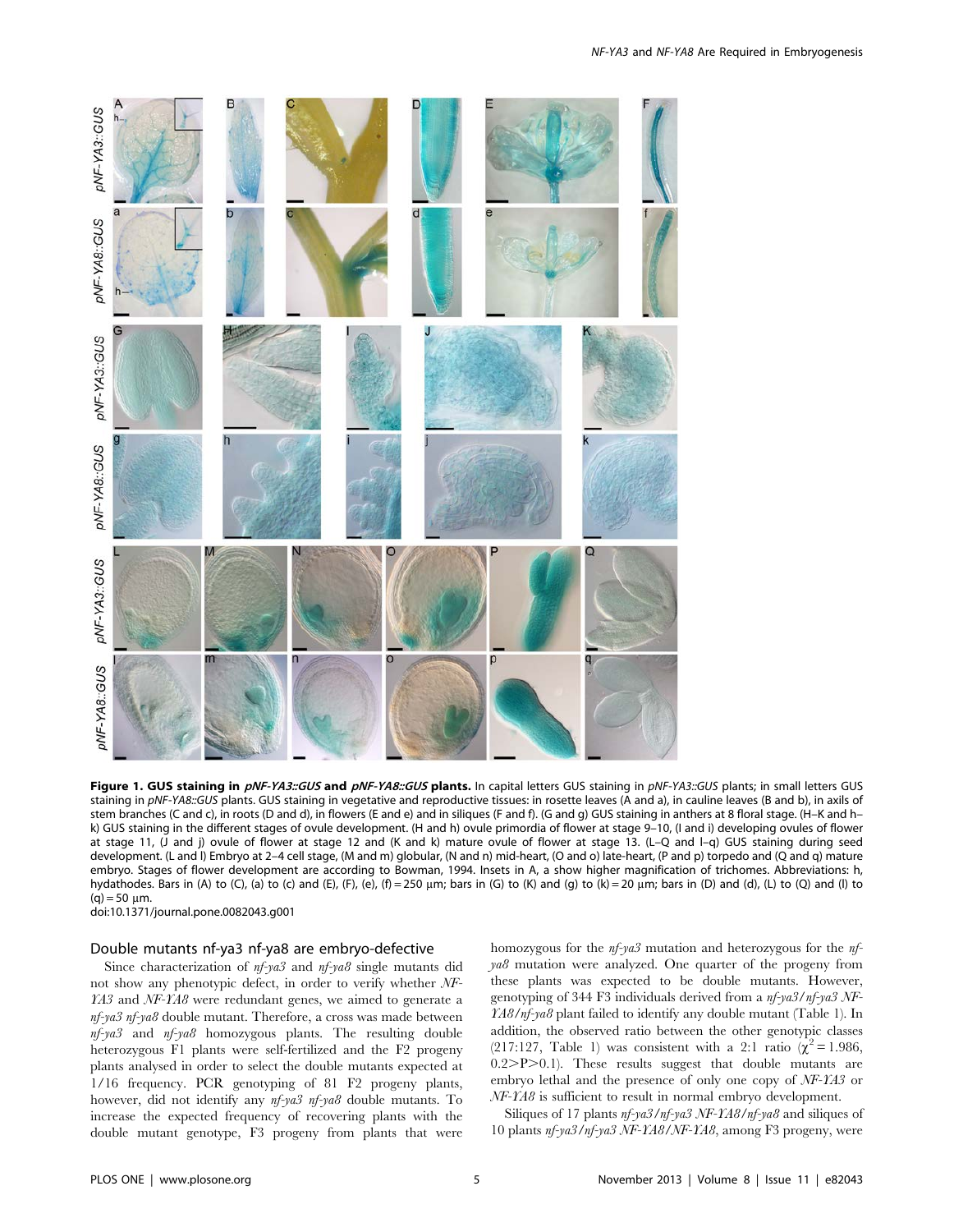**Figure 1. GUS staining in *pNF-YA3::GUS* and *pNF-YA8::GUS* plants.** In capital letters GUS staining in *pNF-YA3::GUS* plants; in small letters GUS staining in *pNF-YA8::GUS* plants. GUS staining in vegetative and reproductive tissues: in rosette leaves (A and a), in cauline leaves (B and b), in axils of stem branches (C and c), in roots (D and d), in flowers (E and e) and in siliques (F and f). (G and g) GUS staining in anthers at 8 floral stage. (H–K and h–k) GUS staining in the different stages of ovule development. (H and h) ovule primordia of flower at stage 9–10, (I and i) developing ovules of flower at stage 11, (J and j) ovule of flower at stage 12 and (K and k) mature ovule of flower at stage 13. (L–Q and l–q) GUS staining during seed development. (L and l) Embryo at 2–4 cell stage, (M and m) globular, (N and n) mid-heart, (O and o) late-heart, (P and p) torpedo and (Q and q) mature embryo. Stages of flower development are according to Bowman, 1994. Insets in A, a show higher magnification of trichomes. Abbreviations: h, hydathodes. Bars in (A) to (C), (a) to (c) and (E), (F), (e), (f) = 250 μm; bars in (G) to (K) and (g) to (k) = 20 μm; bars in (D) and (d), (L) to (Q) and (l) to (q) = 50 μm.

doi:10.1371/journal.pone.0082043.g001

## Double mutants nf-ya3 nf-ya8 are embryo-defective

Since characterization of *nf-ya3* and *nf-ya8* single mutants did not show any phenotypic defect, in order to verify whether *NF-YA3* and *NF-YA8* were redundant genes, we aimed to generate a *nf-ya3 nf-ya8* double mutant. Therefore, a cross was made between *nf-ya3* and *nf-ya8* homozygous plants. The resulting double heterozygous F1 plants were self-fertilized and the F2 progeny plants analysed in order to select the double mutants expected at 1/16 frequency. PCR genotyping of 81 F2 progeny plants, however, did not identify any *nf-ya3 nf-ya8* double mutants. To increase the expected frequency of recovering plants with the double mutant genotype, F3 progeny from plants that were homozygous for the *nf-ya3* mutation and heterozygous for the *nf-ya8* mutation were analyzed. One quarter of the progeny from these plants was expected to be double mutants. However, genotyping of 344 F3 individuals derived from a *nf-ya3/nf-ya3 NF-YA8/nf-ya8* plant failed to identify any double mutant (Table 1). In addition, the observed ratio between the other genotypic classes (217:127, Table 1) was consistent with a 2:1 ratio ($\chi^2 = 1.986$, $0.2 > P > 0.1$). These results suggest that double mutants are embryo lethal and the presence of only one copy of *NF-YA3* or *NF-YA8* is sufficient to result in normal embryo development.

Siliques of 17 plants *nf-ya3/nf-ya3 NF-YA8/nf-ya8* and siliques of 10 plants *nf-ya3/nf-ya3 NF-YA8/NF-YA8*, among F3 progeny, were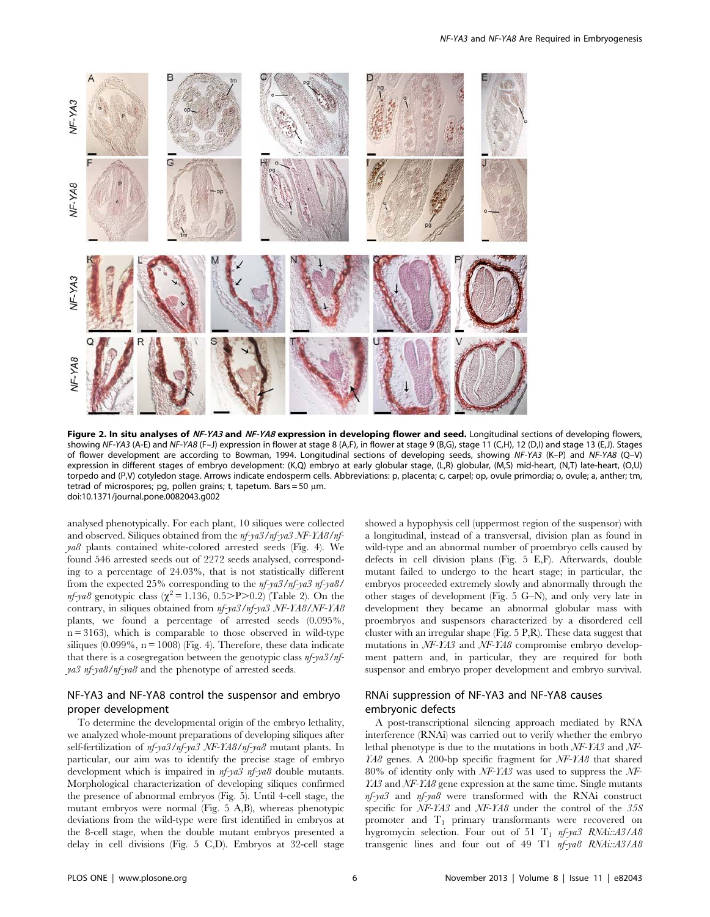**Figure 2. In situ analyses of *NF-YA3* and *NF-YA8* expression in developing flower and seed.** Longitudinal sections of developing flowers, showing *NF-YA3* (A-E) and *NF-YA8* (F–J) expression in flower at stage 8 (A,F), in flower at stage 9 (B,G), stage 11 (C,H), 12 (D,I) and stage 13 (E,J). Stages of flower development are according to Bowman, 1994. Longitudinal sections of developing seeds, showing *NF-YA3* (K–P) and *NF-YA8* (Q–V) expression in different stages of embryo development: (K,Q) embryo at early globular stage, (L,R) globular, (M,S) mid-heart, (N,T) late-heart, (O,U) torpedo and (P,V) cotyledon stage. Arrows indicate endosperm cells. Abbreviations: p, placenta; c, carpel; op, ovule primordia; o, ovule; a, anther; tm, tetrad of microspores; pg, pollen grains; t, tapetum. Bars = 50 µm.
doi:10.1371/journal.pone.0082043.g002

analysed phenotypically. For each plant, 10 siliques were collected and observed. Siliques obtained from the *nf-ya3/nf-ya3 nf-ya8/nf-ya8* plants contained white-colored arrested seeds (Fig. 4). We found 546 arrested seeds out of 2272 seeds analysed, corresponding to a percentage of 24.03%, that is not statistically different from the expected 25% corresponding to the *nf-ya3/nf-ya3 nf-ya8/nf-ya8* genotypic class ($\chi^2 = 1.136$, $0.5 > P > 0.2$) (Table 2). On the contrary, in siliques obtained from *nf-ya3/nf-ya3 NF-YA8/NF-YA8* plants, we found a percentage of arrested seeds (0.095%, n = 3163), which is comparable to those observed in wild-type siliques (0.099%, n = 1008) (Fig. 4). Therefore, these data indicate that there is a cosegregation between the genotypic class *nf-ya3/nf-ya3 nf-ya8/nf-ya8* and the phenotype of arrested seeds.

## NF-YA3 and NF-YA8 control the suspensor and embryo proper development

To determine the developmental origin of the embryo lethality, we analyzed whole-mount preparations of developing siliques after self-fertilization of *nf-ya3/nf-ya3 NF-YA8/nf-ya8* mutant plants. In particular, our aim was to identify the precise stage of embryo development which is impaired in *nf-ya3 nf-ya8* double mutants. Morphological characterization of developing siliques confirmed the presence of abnormal embryos (Fig. 5). Until 4-cell stage, the mutant embryos were normal (Fig. 5 A,B), whereas phenotypic deviations from the wild-type were first identified in embryos at the 8-cell stage, when the double mutant embryos presented a delay in cell divisions (Fig. 5 C,D). Embryos at 32-cell stage showed a hypophysis cell (uppermost region of the suspensor) with a longitudinal, instead of a transversal, division plan as found in wild-type and an abnormal number of proembryo cells caused by defects in cell division plans (Fig. 5 E,F). Afterwards, double mutant failed to undergo to the heart stage; in particular, the embryos proceeded extremely slowly and abnormally through the other stages of development (Fig. 5 G–N), and only very late in development they became an abnormal globular mass with proembryos and suspensors characterized by a disordered cell cluster with an irregular shape (Fig. 5 P,R). These data suggest that mutations in *NF-YA3* and *NF-YA8* compromise embryo development pattern and, in particular, they are required for both suspensor and embryo proper development and embryo survival.

## RNAi suppression of NF-YA3 and NF-YA8 causes embryonic defects

A post-transcriptional silencing approach mediated by RNA interference (RNAi) was carried out to verify whether the embryo lethal phenotype is due to the mutations in both *NF-YA3* and *NF-YA8* genes. A 200-bp specific fragment for *NF-YA8* that shared 80% of identity only with *NF-YA3* was used to suppress the *NF-YA3* and *NF-YA8* gene expression at the same time. Single mutants *nf-ya3* and *nf-ya8* were transformed with the RNAi construct specific for *NF-YA3* and *NF-YA8* under the control of the *35S* promoter and $T_1$ primary transformants were recovered on hygromycin selection. Four out of 51 $T_1$ *nf-ya3 RNAi::A3/A8* transgenic lines and four out of 49 T1 *nf-ya8 RNAi::A3/A8*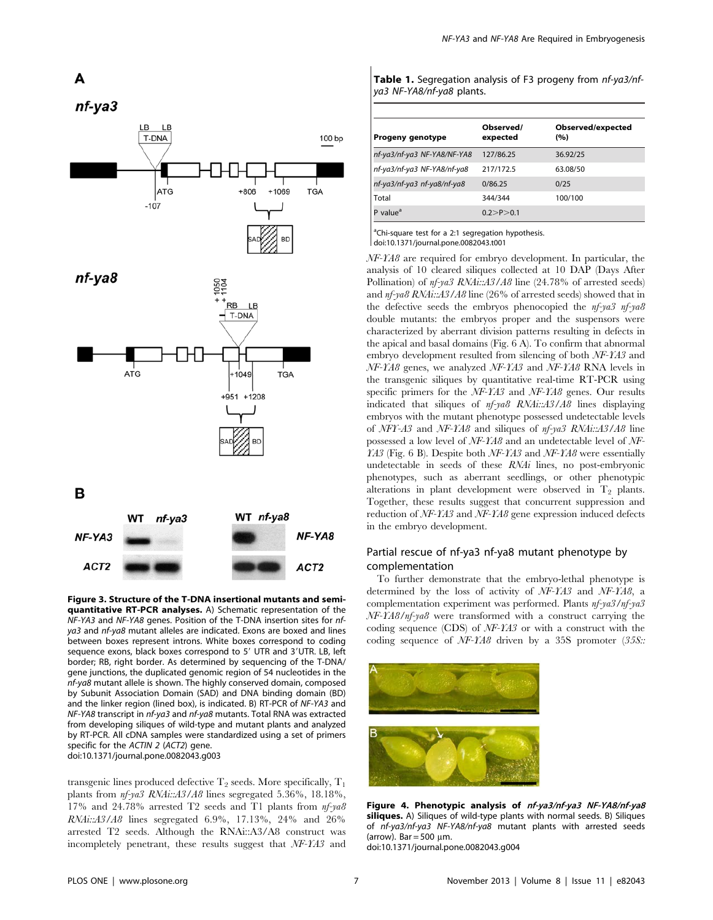**Figure 3. Structure of the T-DNA insertional mutants and semi-quantitative RT-PCR analyses.** A) Schematic representation of the *NF-YA3* and *NF-YA8* genes. Position of the T-DNA insertion sites for *nf-ya3* and *nf-ya8* mutant alleles are indicated. Exons are boxed and lines between boxes represent introns. White boxes correspond to coding sequence exons, black boxes correspond to 5′ UTR and 3′UTR. LB, left border; RB, right border. As determined by sequencing of the T-DNA/gene junctions, the duplicated genomic region of 54 nucleotides in the *nf-ya8* mutant allele is shown. The highly conserved domain, composed by Subunit Association Domain (SAD) and DNA binding domain (BD) and the linker region (lined box), is indicated. B) RT-PCR of *NF-YA3* and *NF-YA8* transcript in *nf-ya3* and *nf-ya8* mutants. Total RNA was extracted from developing siliques of wild-type and mutant plants and analyzed by RT-PCR. All cDNA samples were standardized using a set of primers specific for the *ACTIN 2* (*ACT2*) gene.
doi:10.1371/journal.pone.0082043.g003

transgenic lines produced defective $T_2$ seeds. More specifically, $T_1$ plants from *nf-ya3 RNAi::A3/A8* lines segregated 5.36%, 18.18%, 17% and 24.78% arrested T2 seeds and T1 plants from *nf-ya8 RNAi::A3/A8* lines segregated 6.9%, 17.13%, 24% and 26% arrested T2 seeds. Although the RNAi::A3/A8 construct was incompletely penetrant, these results suggest that *NF-YA3* and *NF-YA8* are required for embryo development. In particular, the analysis of 10 cleared siliques collected at 10 DAP (Days After Pollination) of *nf-ya3 RNAi::A3/A8* line (24.78% of arrested seeds) and *nf-ya8 RNAi::A3/A8* line (26% of arrested seeds) showed that in the defective seeds the embryos phenocopied the *nf-ya3 nf-ya8* double mutants: the embryos proper and the suspensors were characterized by aberrant division patterns resulting in defects in the apical and basal domains (Fig. 6 A). To confirm that abnormal embryo development resulted from silencing of both *NF-YA3* and *NF-YA8* genes, we analyzed *NF-YA3* and *NF-YA8* RNA levels in the transgenic siliques by quantitative real-time RT-PCR using specific primers for the *NF-YA3* and *NF-YA8* genes. Our results indicated that siliques of *nf-ya8 RNAi::A3/A8* lines displaying embryos with the mutant phenotype possessed undetectable levels of *NFY-A3* and *NF-YA8* and siliques of *nf-ya3 RNAi::A3/A8* line possessed a low level of *NF-YA8* and an undetectable level of *NF-YA3* (Fig. 6 B). Despite both *NF-YA3* and *NF-YA8* were essentially undetectable in seeds of these *RNAi* lines, no post-embryonic phenotypes, such as aberrant seedlings, or other phenotypic alterations in plant development were observed in $T_2$ plants. Together, these results suggest that concurrent suppression and reduction of *NF-YA3* and *NF-YA8* gene expression induced defects in the embryo development.

**Table 1.** Segregation analysis of F3 progeny from *nf-ya3/nf-ya3 NF-YA8/nf-ya8* plants.

| Progeny genotype | Observed/ expected | Observed/expected (%) |
|---|---|---|
| *nf-ya3/nf-ya3 NF-YA8/NF-YA8* | 127/86.25 | 36.92/25 |
| *nf-ya3/nf-ya3 NF-YA8/nf-ya8* | 217/172.5 | 63.08/50 |
| *nf-ya3/nf-ya3 nf-ya8/nf-ya8* | 0/86.25 | 0/25 |
| Total | 344/344 | 100/100 |
| P value[a] | 0.2>P>0.1 | |

[a]Chi-square test for a 2:1 segregation hypothesis.
doi:10.1371/journal.pone.0082043.t001

## Partial rescue of nf-ya3 nf-ya8 mutant phenotype by complementation

To further demonstrate that the embryo-lethal phenotype is determined by the loss of activity of *NF-YA3* and *NF-YA8*, a complementation experiment was performed. Plants *nf-ya3/nf-ya3 NF-YA8/nf-ya8* were transformed with a construct carrying the coding sequence (CDS) of *NF-YA3* or with a construct with the coding sequence of *NF-YA8* driven by a 35S promoter (*35S::*

**Figure 4. Phenotypic analysis of *nf-ya3/nf-ya3 NF-YA8/nf-ya8* siliques.** A) Siliques of wild-type plants with normal seeds. B) Siliques of *nf-ya3/nf-ya3 NF-YA8/nf-ya8* mutant plants with arrested seeds (arrow). Bar = 500 µm.
doi:10.1371/journal.pone.0082043.g004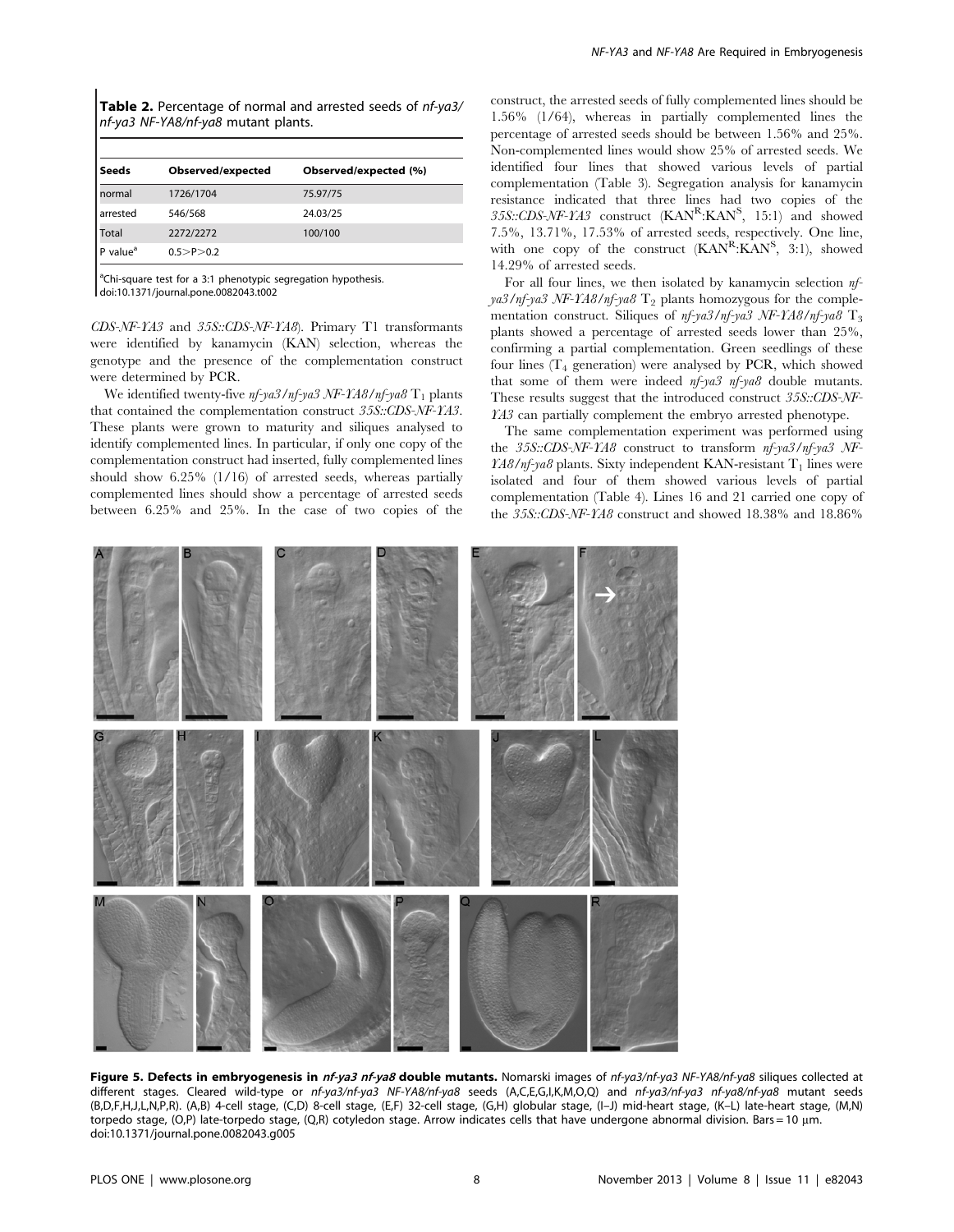**Table 2.** Percentage of normal and arrested seeds of *nf-ya3/nf-ya3 NF-YA8/nf-ya8* mutant plants.

| Seeds | Observed/expected | Observed/expected (%) |
|---|---|---|
| normal | 1726/1704 | 75.97/75 |
| arrested | 546/568 | 24.03/25 |
| Total | 2272/2272 | 100/100 |
| P value[a] | 0.5>P>0.2 | |

[a]Chi-square test for a 3:1 phenotypic segregation hypothesis.
doi:10.1371/journal.pone.0082043.t002

*CDS-NF-YA3* and *35S::CDS-NF-YA8*). Primary T1 transformants were identified by kanamycin (KAN) selection, whereas the genotype and the presence of the complementation construct were determined by PCR.

We identified twenty-five *nf-ya3/nf-ya3 NF-YA8/nf-ya8* $T_1$ plants that contained the complementation construct *35S::CDS-NF-YA3*. These plants were grown to maturity and siliques analysed to identify complemented lines. In particular, if only one copy of the complementation construct had inserted, fully complemented lines should show 6.25% (1/16) of arrested seeds, whereas partially complemented lines should show a percentage of arrested seeds between 6.25% and 25%. In the case of two copies of the construct, the arrested seeds of fully complemented lines should be 1.56% (1/64), whereas in partially complemented lines the percentage of arrested seeds should be between 1.56% and 25%. Non-complemented lines would show 25% of arrested seeds. We identified four lines that showed various levels of partial complementation (Table 3). Segregation analysis for kanamycin resistance indicated that three lines had two copies of the *35S::CDS-NF-YA3* construct ($KAN^R$:$KAN^S$, 15:1) and showed 7.5%, 13.71%, 17.53% of arrested seeds, respectively. One line, with one copy of the construct ($KAN^R$:$KAN^S$, 3:1), showed 14.29% of arrested seeds.

For all four lines, we then isolated by kanamycin selection *nf-ya3/nf-ya3 NF-YA8/nf-ya8* $T_2$ plants homozygous for the complementation construct. Siliques of *nf-ya3/nf-ya3 NF-YA8/nf-ya8* $T_3$ plants showed a percentage of arrested seeds lower than 25%, confirming a partial complementation. Green seedlings of these four lines ($T_4$ generation) were analysed by PCR, which showed that some of them were indeed *nf-ya3 nf-ya8* double mutants. These results suggest that the introduced construct *35S::CDS-NF-YA3* can partially complement the embryo arrested phenotype.

The same complementation experiment was performed using the *35S::CDS-NF-YA8* construct to transform *nf-ya3/nf-ya3 NF-YA8/nf-ya8* plants. Sixty independent KAN-resistant $T_1$ lines were isolated and four of them showed various levels of partial complementation (Table 4). Lines 16 and 21 carried one copy of the *35S::CDS-NF-YA8* construct and showed 18.38% and 18.86%

**Figure 5. Defects in embryogenesis in *nf-ya3 nf-ya8* double mutants.** Nomarski images of *nf-ya3/nf-ya3 NF-YA8/nf-ya8* siliques collected at different stages. Cleared wild-type or *nf-ya3/nf-ya3 NF-YA8/nf-ya8* seeds (A,C,E,G,I,K,M,O,Q) and *nf-ya3/nf-ya3 nf-ya8/nf-ya8* mutant seeds (B,D,F,H,J,L,N,P,R). (A,B) 4-cell stage, (C,D) 8-cell stage, (E,F) 32-cell stage, (G,H) globular stage, (I–J) mid-heart stage, (K–L) late-heart stage, (M,N) torpedo stage, (O,P) late-torpedo stage, (Q,R) cotyledon stage. Arrow indicates cells that have undergone abnormal division. Bars = 10 µm.
doi:10.1371/journal.pone.0082043.g005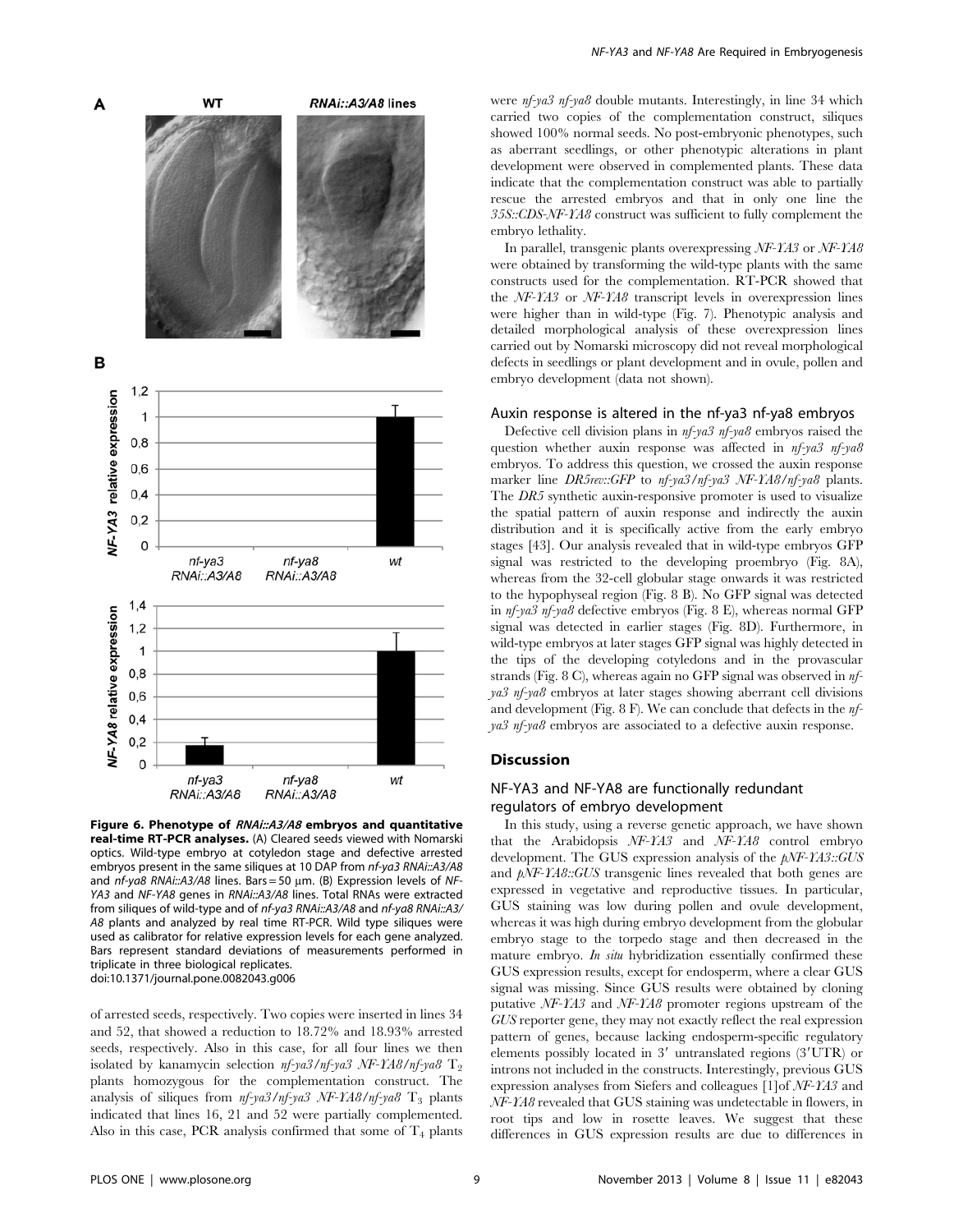**Figure 6. Phenotype of *RNAi::A3/A8* embryos and quantitative real-time RT-PCR analyses.** (A) Cleared seeds viewed with Nomarski optics. Wild-type embryo at cotyledon stage and defective arrested embryos present in the same siliques at 10 DAP from *nf-ya3 RNAi::A3/A8* and *nf-ya8 RNAi::A3/A8* lines. Bars = 50 µm. (B) Expression levels of *NF-YA3* and *NF-YA8* genes in *RNAi::A3/A8* lines. Total RNAs were extracted from siliques of wild-type and of *nf-ya3 RNAi::A3/A8* and *nf-ya8 RNAi::A3/A8* plants and analyzed by real time RT-PCR. Wild type siliques were used as calibrator for relative expression levels for each gene analyzed. Bars represent standard deviations of measurements performed in triplicate in three biological replicates.
doi:10.1371/journal.pone.0082043.g006

of arrested seeds, respectively. Two copies were inserted in lines 34 and 52, that showed a reduction to 18.72% and 18.93% arrested seeds, respectively. Also in this case, for all four lines we then isolated by kanamycin selection *nf-ya3/nf-ya3 NF-YA8/nf-ya8* $T_2$ plants homozygous for the complementation construct. The analysis of siliques from *nf-ya3/nf-ya3 NF-YA8/nf-ya8* $T_3$ plants indicated that lines 16, 21 and 52 were partially complemented. Also in this case, PCR analysis confirmed that some of $T_4$ plants were *nf-ya3 nf-ya8* double mutants. Interestingly, in line 34 which carried two copies of the complementation construct, siliques showed 100% normal seeds. No post-embryonic phenotypes, such as aberrant seedlings, or other phenotypic alterations in plant development were observed in complemented plants. These data indicate that the complementation construct was able to partially rescue the arrested embryos and that in only one line the *35S::CDS-NF-YA8* construct was sufficient to fully complement the embryo lethality.

In parallel, transgenic plants overexpressing *NF-YA3* or *NF-YA8* were obtained by transforming the wild-type plants with the same constructs used for the complementation. RT-PCR showed that the *NF-YA3* or *NF-YA8* transcript levels in overexpression lines were higher than in wild-type (Fig. 7). Phenotypic analysis and detailed morphological analysis of these overexpression lines carried out by Nomarski microscopy did not reveal morphological defects in seedlings or plant development and in ovule, pollen and embryo development (data not shown).

### Auxin response is altered in the nf-ya3 nf-ya8 embryos

Defective cell division plans in *nf-ya3 nf-ya8* embryos raised the question whether auxin response was affected in *nf-ya3 nf-ya8* embryos. To address this question, we crossed the auxin response marker line *DR5rev::GFP* to *nf-ya3/nf-ya3 NF-YA8/nf-ya8* plants. The *DR5* synthetic auxin-responsive promoter is used to visualize the spatial pattern of auxin response and indirectly the auxin distribution and it is specifically active from the early embryo stages [43]. Our analysis revealed that in wild-type embryos GFP signal was restricted to the developing proembryo (Fig. 8A), whereas from the 32-cell globular stage onwards it was restricted to the hypophyseal region (Fig. 8 B). No GFP signal was detected in *nf-ya3 nf-ya8* defective embryos (Fig. 8 E), whereas normal GFP signal was detected in earlier stages (Fig. 8D). Furthermore, in wild-type embryos at later stages GFP signal was highly detected in the tips of the developing cotyledons and in the provascular strands (Fig. 8 C), whereas again no GFP signal was observed in *nf-ya3 nf-ya8* embryos at later stages showing aberrant cell divisions and development (Fig. 8 F). We can conclude that defects in the *nf-ya3 nf-ya8* embryos are associated to a defective auxin response.

## Discussion

### NF-YA3 and NF-YA8 are functionally redundant regulators of embryo development

In this study, using a reverse genetic approach, we have shown that the Arabidopsis *NF-YA3* and *NF-YA8* control embryo development. The GUS expression analysis of the *pNF-YA3::GUS* and *pNF-YA8::GUS* transgenic lines revealed that both genes are expressed in vegetative and reproductive tissues. In particular, GUS staining was low during pollen and ovule development, whereas it was high during embryo development from the globular embryo stage to the torpedo stage and then decreased in the mature embryo. *In situ* hybridization essentially confirmed these GUS expression results, except for endosperm, where a clear GUS signal was missing. Since GUS results were obtained by cloning putative *NF-YA3* and *NF-YA8* promoter regions upstream of the *GUS* reporter gene, they may not exactly reflect the real expression pattern of genes, because lacking endosperm-specific regulatory elements possibly located in 3′ untranslated regions (3′UTR) or introns not included in the constructs. Interestingly, previous GUS expression analyses from Siefers and colleagues [1]of *NF-YA3* and *NF-YA8* revealed that GUS staining was undetectable in flowers, in root tips and low in rosette leaves. We suggest that these differences in GUS expression results are due to differences in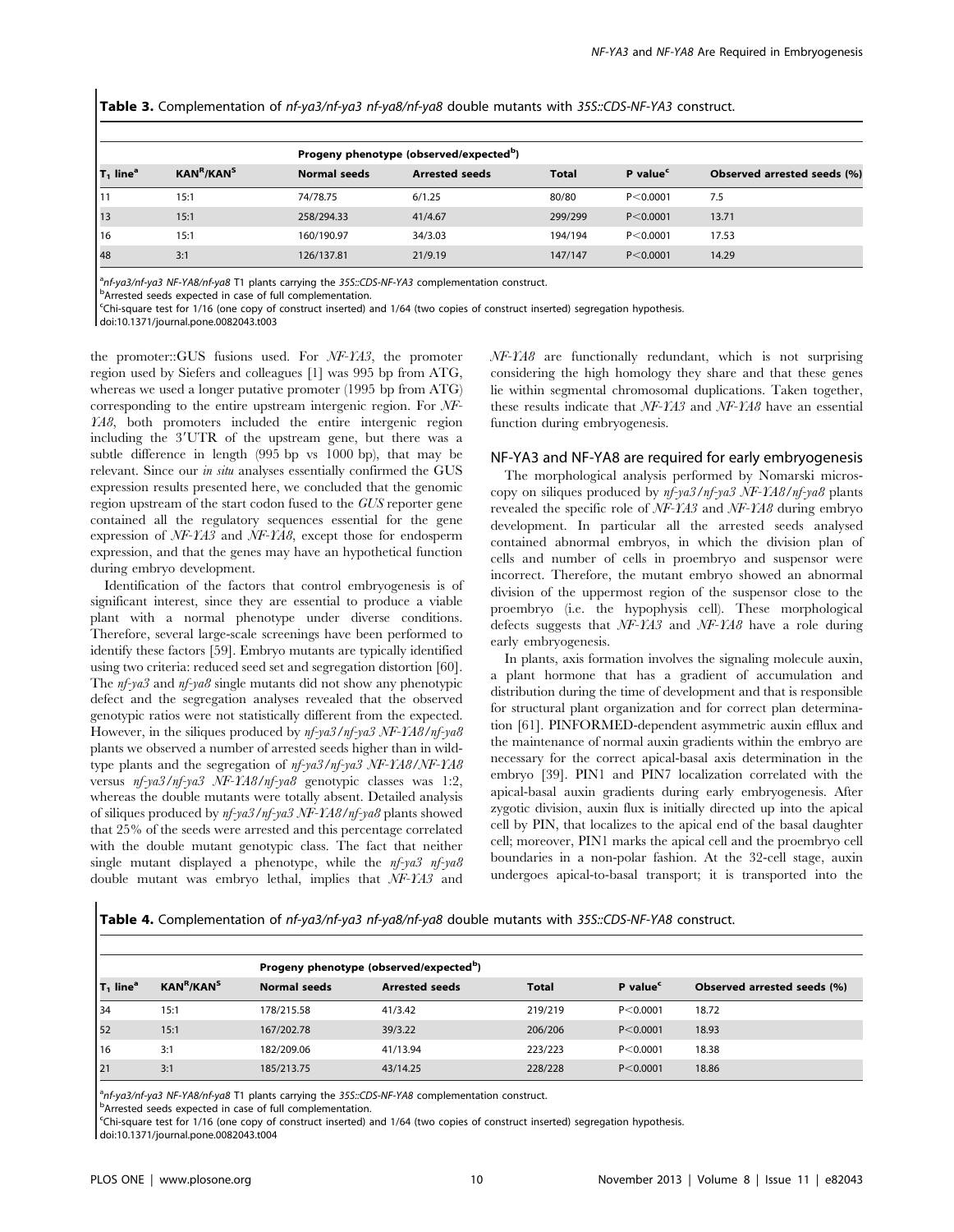**Table 3.** Complementation of *nf-ya3/nf-ya3 nf-ya8/nf-ya8* double mutants with *35S::CDS-NF-YA3* construct.

| $T_1$ line[a] | $KAN^R/KAN^S$ | Progeny phenotype (observed/expected[b]) Normal seeds | Arrested seeds | Total | P value[c] | Observed arrested seeds (%) |
|---|---|---|---|---|---|---|
| 11 | 15:1 | 74/78.75 | 6/1.25 | 80/80 | P<0.0001 | 7.5 |
| 13 | 15:1 | 258/294.33 | 41/4.67 | 299/299 | P<0.0001 | 13.71 |
| 16 | 15:1 | 160/190.97 | 34/3.03 | 194/194 | P<0.0001 | 17.53 |
| 48 | 3:1 | 126/137.81 | 21/9.19 | 147/147 | P<0.0001 | 14.29 |

[a]*nf-ya3/nf-ya3 NF-YA8/nf-ya8* T1 plants carrying the *35S::CDS-NF-YA3* complementation construct.
[b]Arrested seeds expected in case of full complementation.
[c]Chi-square test for 1/16 (one copy of construct inserted) and 1/64 (two copies of construct inserted) segregation hypothesis.
doi:10.1371/journal.pone.0082043.t003

the promoter::GUS fusions used. For *NF-YA3*, the promoter region used by Siefers and colleagues [1] was 995 bp from ATG, whereas we used a longer putative promoter (1995 bp from ATG) corresponding to the entire upstream intergenic region. For *NF-YA8*, both promoters included the entire intergenic region including the 3′UTR of the upstream gene, but there was a subtle difference in length (995 bp vs 1000 bp), that may be relevant. Since our *in situ* analyses essentially confirmed the GUS expression results presented here, we concluded that the genomic region upstream of the start codon fused to the *GUS* reporter gene contained all the regulatory sequences essential for the gene expression of *NF-YA3* and *NF-YA8*, except those for endosperm expression, and that the genes may have an hypothetical function during embryo development.

Identification of the factors that control embryogenesis is of significant interest, since they are essential to produce a viable plant with a normal phenotype under diverse conditions. Therefore, several large-scale screenings have been performed to identify these factors [59]. Embryo mutants are typically identified using two criteria: reduced seed set and segregation distortion [60]. The *nf-ya3* and *nf-ya8* single mutants did not show any phenotypic defect and the segregation analyses revealed that the observed genotypic ratios were not statistically different from the expected. However, in the siliques produced by *nf-ya3/nf-ya3 NF-YA8/nf-ya8* plants we observed a number of arrested seeds higher than in wild-type plants and the segregation of *nf-ya3/nf-ya3 NF-YA8/NF-YA8* versus *nf-ya3/nf-ya3 NF-YA8/nf-ya8* genotypic classes was 1:2, whereas the double mutants were totally absent. Detailed analysis of siliques produced by *nf-ya3/nf-ya3 NF-YA8/nf-ya8* plants showed that 25% of the seeds were arrested and this percentage correlated with the double mutant genotypic class. The fact that neither single mutant displayed a phenotype, while the *nf-ya3 nf-ya8* double mutant was embryo lethal, implies that *NF-YA3* and *NF-YA8* are functionally redundant, which is not surprising considering the high homology they share and that these genes lie within segmental chromosomal duplications. Taken together, these results indicate that *NF-YA3* and *NF-YA8* have an essential function during embryogenesis.

## NF-YA3 and NF-YA8 are required for early embryogenesis

The morphological analysis performed by Nomarski microscopy on siliques produced by *nf-ya3/nf-ya3 NF-YA8/nf-ya8* plants revealed the specific role of *NF-YA3* and *NF-YA8* during embryo development. In particular all the arrested seeds analysed contained abnormal embryos, in which the division plan of cells and number of cells in proembryo and suspensor were incorrect. Therefore, the mutant embryo showed an abnormal division of the uppermost region of the suspensor close to the proembryo (i.e. the hypophysis cell). These morphological defects suggests that *NF-YA3* and *NF-YA8* have a role during early embryogenesis.

In plants, axis formation involves the signaling molecule auxin, a plant hormone that has a gradient of accumulation and distribution during the time of development and that is responsible for structural plant organization and for correct plan determination [61]. PINFORMED-dependent asymmetric auxin efflux and the maintenance of normal auxin gradients within the embryo are necessary for the correct apical-basal axis determination in the embryo [39]. PIN1 and PIN7 localization correlated with the apical-basal auxin gradients during early embryogenesis. After zygotic division, auxin flux is initially directed up into the apical cell by PIN, that localizes to the apical end of the basal daughter cell; moreover, PIN1 marks the apical cell and the proembryo cell boundaries in a non-polar fashion. At the 32-cell stage, auxin undergoes apical-to-basal transport; it is transported into the

**Table 4.** Complementation of *nf-ya3/nf-ya3 nf-ya8/nf-ya8* double mutants with *35S::CDS-NF-YA8* construct.

| $T_1$ line[a] | $KAN^R/KAN^S$ | Progeny phenotype (observed/expected[b]) Normal seeds | Arrested seeds | Total | P value[c] | Observed arrested seeds (%) |
|---|---|---|---|---|---|---|
| 34 | 15:1 | 178/215.58 | 41/3.42 | 219/219 | P<0.0001 | 18.72 |
| 52 | 15:1 | 167/202.78 | 39/3.22 | 206/206 | P<0.0001 | 18.93 |
| 16 | 3:1 | 182/209.06 | 41/13.94 | 223/223 | P<0.0001 | 18.38 |
| 21 | 3:1 | 185/213.75 | 43/14.25 | 228/228 | P<0.0001 | 18.86 |

[a]*nf-ya3/nf-ya3 NF-YA8/nf-ya8* T1 plants carrying the *35S::CDS-NF-YA8* complementation construct.
[b]Arrested seeds expected in case of full complementation.
[c]Chi-square test for 1/16 (one copy of construct inserted) and 1/64 (two copies of construct inserted) segregation hypothesis.
doi:10.1371/journal.pone.0082043.t004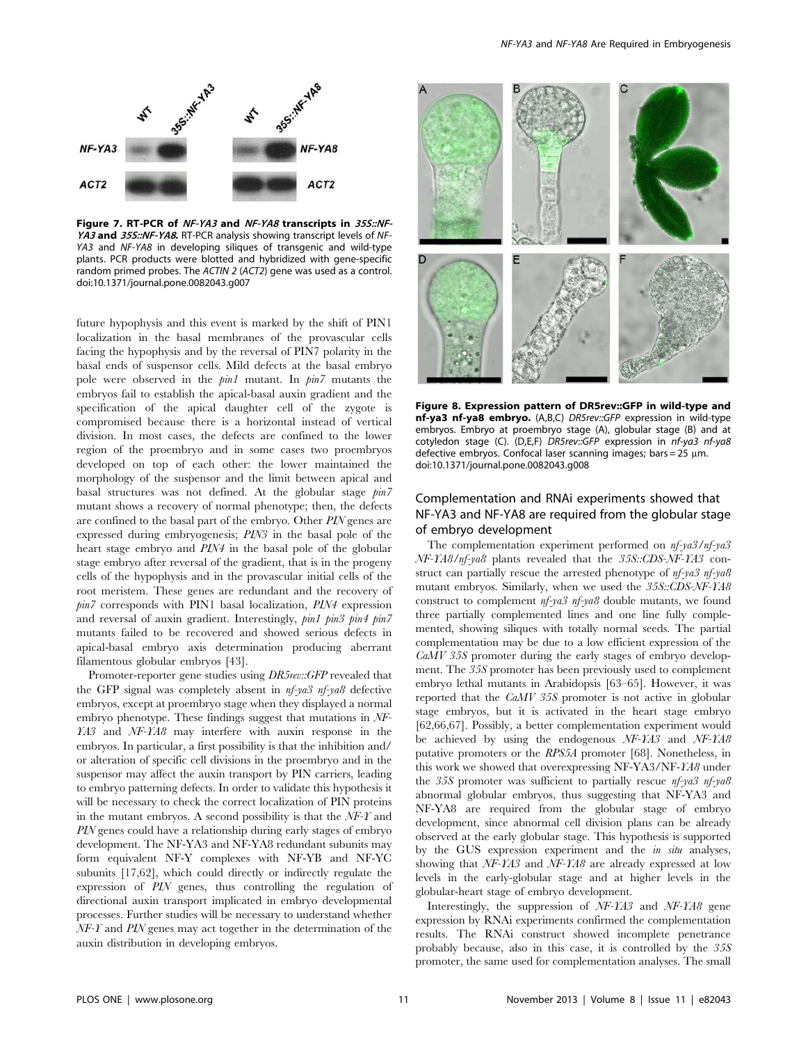**Figure 7. RT-PCR of *NF-YA3* and *NF-YA8* transcripts in *35S::NF-YA3* and *35S::NF-YA8*.** RT-PCR analysis showing transcript levels of *NF-YA3* and *NF-YA8* in developing siliques of transgenic and wild-type plants. PCR products were blotted and hybridized with gene-specific random primed probes. The *ACTIN 2* (*ACT2*) gene was used as a control. doi:10.1371/journal.pone.0082043.g007

future hypophysis and this event is marked by the shift of PIN1 localization in the basal membranes of the provascular cells facing the hypophysis and by the reversal of PIN7 polarity in the basal ends of suspensor cells. Mild defects at the basal embryo pole were observed in the *pin1* mutant. In *pin7* mutants the embryos fail to establish the apical-basal auxin gradient and the specification of the apical daughter cell of the zygote is compromised because there is a horizontal instead of vertical division. In most cases, the defects are confined to the lower region of the proembryo and in some cases two proembryos developed on top of each other: the lower maintained the morphology of the suspensor and the limit between apical and basal structures was not defined. At the globular stage *pin7* mutant shows a recovery of normal phenotype; then, the defects are confined to the basal part of the embryo. Other *PIN* genes are expressed during embryogenesis; *PIN3* in the basal pole of the heart stage embryo and *PIN4* in the basal pole of the globular stage embryo after reversal of the gradient, that is in the progeny cells of the hypophysis and in the provascular initial cells of the root meristem. These genes are redundant and the recovery of *pin7* corresponds with PIN1 basal localization, *PIN4* expression and reversal of auxin gradient. Interestingly, *pin1 pin3 pin4 pin7* mutants failed to be recovered and showed serious defects in apical-basal embryo axis determination producing aberrant filamentous globular embryos [43].

Promoter-reporter gene studies using *DR5rev::GFP* revealed that the GFP signal was completely absent in *nf-ya3 nf-ya8* defective embryos, except at proembryo stage when they displayed a normal embryo phenotype. These findings suggest that mutations in *NF-YA3* and *NF-YA8* may interfere with auxin response in the embryos. In particular, a first possibility is that the inhibition and/or alteration of specific cell divisions in the proembryo and in the suspensor may affect the auxin transport by PIN carriers, leading to embryo patterning defects. In order to validate this hypothesis it will be necessary to check the correct localization of PIN proteins in the mutant embryos. A second possibility is that the *NF-Y* and *PIN* genes could have a relationship during early stages of embryo development. The NF-YA3 and NF-YA8 redundant subunits may form equivalent NF-Y complexes with NF-YB and NF-YC subunits [17,62], which could directly or indirectly regulate the expression of *PIN* genes, thus controlling the regulation of directional auxin transport implicated in embryo developmental processes. Further studies will be necessary to understand whether *NF-Y* and *PIN* genes may act together in the determination of the auxin distribution in developing embryos.

**Figure 8. Expression pattern of DR5rev::GFP in wild-type and nf-ya3 nf-ya8 embryo.** (A,B,C) *DR5rev::GFP* expression in wild-type embryos. Embryo at proembryo stage (A), globular stage (B) and at cotyledon stage (C). (D,E,F) *DR5rev::GFP* expression in *nf-ya3 nf-ya8* defective embryos. Confocal laser scanning images; bars = 25 µm. doi:10.1371/journal.pone.0082043.g008

### Complementation and RNAi experiments showed that NF-YA3 and NF-YA8 are required from the globular stage of embryo development

The complementation experiment performed on *nf-ya3/nf-ya3 NF-YA8/nf-ya8* plants revealed that the *35S::CDS-NF-YA3* construct can partially rescue the arrested phenotype of *nf-ya3 nf-ya8* mutant embryos. Similarly, when we used the *35S::CDS-NF-YA8* construct to complement *nf-ya3 nf-ya8* double mutants, we found three partially complemented lines and one line fully complemented, showing siliques with totally normal seeds. The partial complementation may be due to a low efficient expression of the *CaMV 35S* promoter during the early stages of embryo development. The *35S* promoter has been previously used to complement embryo lethal mutants in Arabidopsis [63–65]. However, it was reported that the *CaMV 35S* promoter is not active in globular stage embryos, but it is activated in the heart stage embryo [62,66,67]. Possibly, a better complementation experiment would be achieved by using the endogenous *NF-YA3* and *NF-YA8* putative promoters or the *RPS5A* promoter [68]. Nonetheless, in this work we showed that overexpressing NF-YA3/NF-*YA8* under the *35S* promoter was sufficient to partially rescue *nf-ya3 nf-ya8* abnormal globular embryos, thus suggesting that NF-YA3 and NF-YA8 are required from the globular stage of embryo development, since abnormal cell division plans can be already observed at the early globular stage. This hypothesis is supported by the GUS expression experiment and the *in situ* analyses, showing that *NF-YA3* and *NF-YA8* are already expressed at low levels in the early-globular stage and at higher levels in the globular-heart stage of embryo development.

Interestingly, the suppression of *NF-YA3* and *NF-YA8* gene expression by RNAi experiments confirmed the complementation results. The RNAi construct showed incomplete penetrance probably because, also in this case, it is controlled by the *35S* promoter, the same used for complementation analyses. The small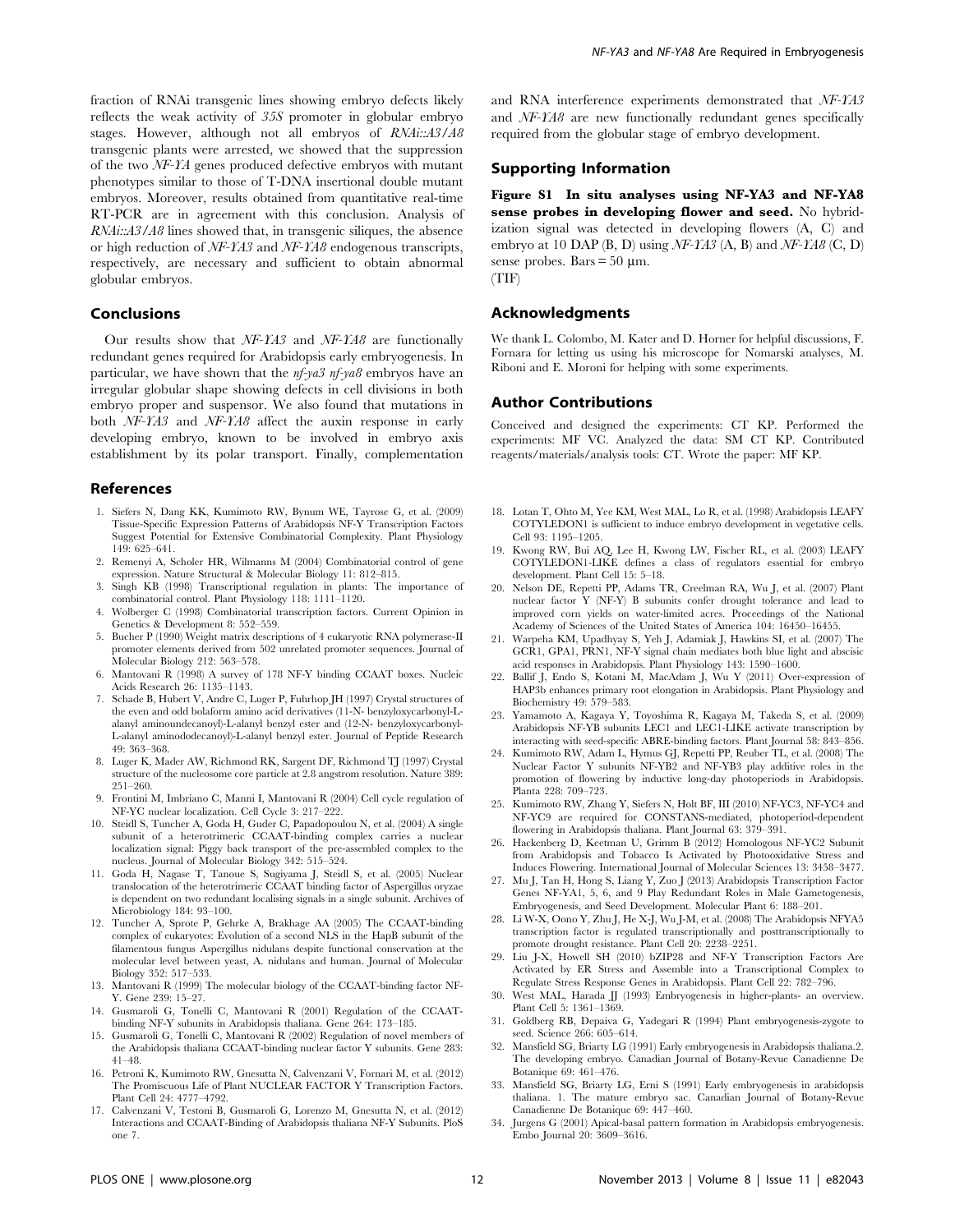fraction of RNAi transgenic lines showing embryo defects likely reflects the weak activity of *35S* promoter in globular embryo stages. However, although not all embryos of *RNAi::A3/A8* transgenic plants were arrested, we showed that the suppression of the two *NF-YA* genes produced defective embryos with mutant phenotypes similar to those of T-DNA insertional double mutant embryos. Moreover, results obtained from quantitative real-time RT-PCR are in agreement with this conclusion. Analysis of *RNAi::A3/A8* lines showed that, in transgenic siliques, the absence or high reduction of *NF-YA3* and *NF-YA8* endogenous transcripts, respectively, are necessary and sufficient to obtain abnormal globular embryos.

## Conclusions

Our results show that *NF-YA3* and *NF-YA8* are functionally redundant genes required for Arabidopsis early embryogenesis. In particular, we have shown that the *nf-ya3 nf-ya8* embryos have an irregular globular shape showing defects in cell divisions in both embryo proper and suspensor. We also found that mutations in both *NF-YA3* and *NF-YA8* affect the auxin response in early developing embryo, known to be involved in embryo axis establishment by its polar transport. Finally, complementation and RNA interference experiments demonstrated that *NF-YA3* and *NF-YA8* are new functionally redundant genes specifically required from the globular stage of embryo development.

## Supporting Information

**Figure S1 In situ analyses using NF-YA3 and NF-YA8 sense probes in developing flower and seed.** No hybridization signal was detected in developing flowers (A, C) and embryo at 10 DAP (B, D) using *NF-YA3* (A, B) and *NF-YA8* (C, D) sense probes. Bars = 50 μm.
(TIF)

## Acknowledgments

We thank L. Colombo, M. Kater and D. Horner for helpful discussions, F. Fornara for letting us using his microscope for Nomarski analyses, M. Riboni and E. Moroni for helping with some experiments.

## Author Contributions

Conceived and designed the experiments: CT KP. Performed the experiments: MF VC. Analyzed the data: SM CT KP. Contributed reagents/materials/analysis tools: CT. Wrote the paper: MF KP.

## References

1. Siefers N, Dang KK, Kumimoto RW, Bynum WE, Tayrose G, et al. (2009) Tissue-Specific Expression Patterns of Arabidopsis NF-Y Transcription Factors Suggest Potential for Extensive Combinatorial Complexity. Plant Physiology 149: 625–641.
2. Remenyi A, Scholer HR, Wilmanns M (2004) Combinatorial control of gene expression. Nature Structural & Molecular Biology 11: 812–815.
3. Singh KB (1998) Transcriptional regulation in plants: The importance of combinatorial control. Plant Physiology 118: 1111–1120.
4. Wolberger C (1998) Combinatorial transcription factors. Current Opinion in Genetics & Development 8: 552–559.
5. Bucher P (1990) Weight matrix descriptions of 4 eukaryotic RNA polymerase-II promoter elements derived from 502 unrelated promoter sequences. Journal of Molecular Biology 212: 563–578.
6. Mantovani R (1998) A survey of 178 NF-Y binding CCAAT boxes. Nucleic Acids Research 26: 1135–1143.
7. Schade B, Hubert V, Andre C, Luger P, Fuhrhop JH (1997) Crystal structures of the even and odd bolaform amino acid derivatives (11-N- benzyloxycarbonyl-L-alanyl aminoundecanoyl)-L-alanyl benzyl ester and (12-N- benzyloxycarbonyl-L-alanyl aminododecanoyl)-L-alanyl benzyl ester. Journal of Peptide Research 49: 363–368.
8. Luger K, Mader AW, Richmond RK, Sargent DF, Richmond TJ (1997) Crystal structure of the nucleosome core particle at 2.8 angstrom resolution. Nature 389: 251–260.
9. Frontini M, Imbriano C, Manni I, Mantovani R (2004) Cell cycle regulation of NF-YC nuclear localization. Cell Cycle 3: 217–222.
10. Steidl S, Tuncher A, Goda H, Guder C, Papadopoulou N, et al. (2004) A single subunit of a heterotrimeric CCAAT-binding complex carries a nuclear localization signal: Piggy back transport of the pre-assembled complex to the nucleus. Journal of Molecular Biology 342: 515–524.
11. Goda H, Nagase T, Tanoue S, Sugiyama J, Steidl S, et al. (2005) Nuclear translocation of the heterotrimeric CCAAT binding factor of Aspergillus oryzae is dependent on two redundant localising signals in a single subunit. Archives of Microbiology 184: 93–100.
12. Tuncher A, Sprote P, Gehrke A, Brakhage AA (2005) The CCAAT-binding complex of eukaryotes: Evolution of a second NLS in the HapB subunit of the filamentous fungus Aspergillus nidulans despite functional conservation at the molecular level between yeast, A. nidulans and human. Journal of Molecular Biology 352: 517–533.
13. Mantovani R (1999) The molecular biology of the CCAAT-binding factor NF-Y. Gene 239: 15–27.
14. Gusmaroli G, Tonelli C, Mantovani R (2001) Regulation of the CCAAT-binding NF-Y subunits in Arabidopsis thaliana. Gene 264: 173–185.
15. Gusmaroli G, Tonelli C, Mantovani R (2002) Regulation of novel members of the Arabidopsis thaliana CCAAT-binding nuclear factor Y subunits. Gene 283: 41–48.
16. Petroni K, Kumimoto RW, Gnesutta N, Calvenzani V, Fornari M, et al. (2012) The Promiscuous Life of Plant NUCLEAR FACTOR Y Transcription Factors. Plant Cell 24: 4777–4792.
17. Calvenzani V, Testoni B, Gusmaroli G, Lorenzo M, Gnesutta N, et al. (2012) Interactions and CCAAT-Binding of Arabidopsis thaliana NF-Y Subunits. PloS one 7.
18. Lotan T, Ohto M, Yee KM, West MAL, Lo R, et al. (1998) Arabidopsis LEAFY COTYLEDON1 is sufficient to induce embryo development in vegetative cells. Cell 93: 1195–1205.
19. Kwong RW, Bui AQ, Lee H, Kwong LW, Fischer RL, et al. (2003) LEAFY COTYLEDON1-LIKE defines a class of regulators essential for embryo development. Plant Cell 15: 5–18.
20. Nelson DE, Repetti PP, Adams TR, Creelman RA, Wu J, et al. (2007) Plant nuclear factor Y (NF-Y) B subunits confer drought tolerance and lead to improved corn yields on water-limited acres. Proceedings of the National Academy of Sciences of the United States of America 104: 16450–16455.
21. Warpeha KM, Upadhyay S, Yeh J, Adamiak J, Hawkins SI, et al. (2007) The GCR1, GPA1, PRN1, NF-Y signal chain mediates both blue light and abscisic acid responses in Arabidopsis. Plant Physiology 143: 1590–1600.
22. Ballif J, Endo S, Kotani M, MacAdam J, Wu Y (2011) Over-expression of HAP3b enhances primary root elongation in Arabidopsis. Plant Physiology and Biochemistry 49: 579–583.
23. Yamamoto A, Kagaya Y, Toyoshima R, Kagaya M, Takeda S, et al. (2009) Arabidopsis NF-YB subunits LEC1 and LEC1-LIKE activate transcription by interacting with seed-specific ABRE-binding factors. Plant Journal 58: 843–856.
24. Kumimoto RW, Adam L, Hymus GJ, Repetti PP, Reuber TL, et al. (2008) The Nuclear Factor Y subunits NF-YB2 and NF-YB3 play additive roles in the promotion of flowering by inductive long-day photoperiods in Arabidopsis. Planta 228: 709–723.
25. Kumimoto RW, Zhang Y, Siefers N, Holt BF, III (2010) NF-YC3, NF-YC4 and NF-YC9 are required for CONSTANS-mediated, photoperiod-dependent flowering in Arabidopsis thaliana. Plant Journal 63: 379–391.
26. Hackenberg D, Keetman U, Grimm B (2012) Homologous NF-YC2 Subunit from Arabidopsis and Tobacco Is Activated by Photooxidative Stress and Induces Flowering. International Journal of Molecular Sciences 13: 3458–3477.
27. Mu J, Tan H, Hong S, Liang Y, Zuo J (2013) Arabidopsis Transcription Factor Genes NF-YA1, 5, 6, and 9 Play Redundant Roles in Male Gametogenesis, Embryogenesis, and Seed Development. Molecular Plant 6: 188–201.
28. Li W-X, Oono Y, Zhu J, He X-J, Wu J-M, et al. (2008) The Arabidopsis NFYA5 transcription factor is regulated transcriptionally and posttranscriptionally to promote drought resistance. Plant Cell 20: 2238–2251.
29. Liu J-X, Howell SH (2010) bZIP28 and NF-Y Transcription Factors Are Activated by ER Stress and Assemble into a Transcriptional Complex to Regulate Stress Response Genes in Arabidopsis. Plant Cell 22: 782–796.
30. West MAL, Harada JJ (1993) Embryogenesis in higher-plants- an overview. Plant Cell 5: 1361–1369.
31. Goldberg RB, Depaiva G, Yadegari R (1994) Plant embryogenesis-zygote to seed. Science 266: 605–614.
32. Mansfield SG, Briarty LG (1991) Early embryogenesis in Arabidopsis thaliana.2. The developing embryo. Canadian Journal of Botany-Revue Canadienne De Botanique 69: 461–476.
33. Mansfield SG, Briarty LG, Erni S (1991) Early embryogenesis in arabidopsis thaliana. 1. The mature embryo sac. Canadian Journal of Botany-Revue Canadienne De Botanique 69: 447–460.
34. Jurgens G (2001) Apical-basal pattern formation in Arabidopsis embryogenesis. Embo Journal 20: 3609–3616.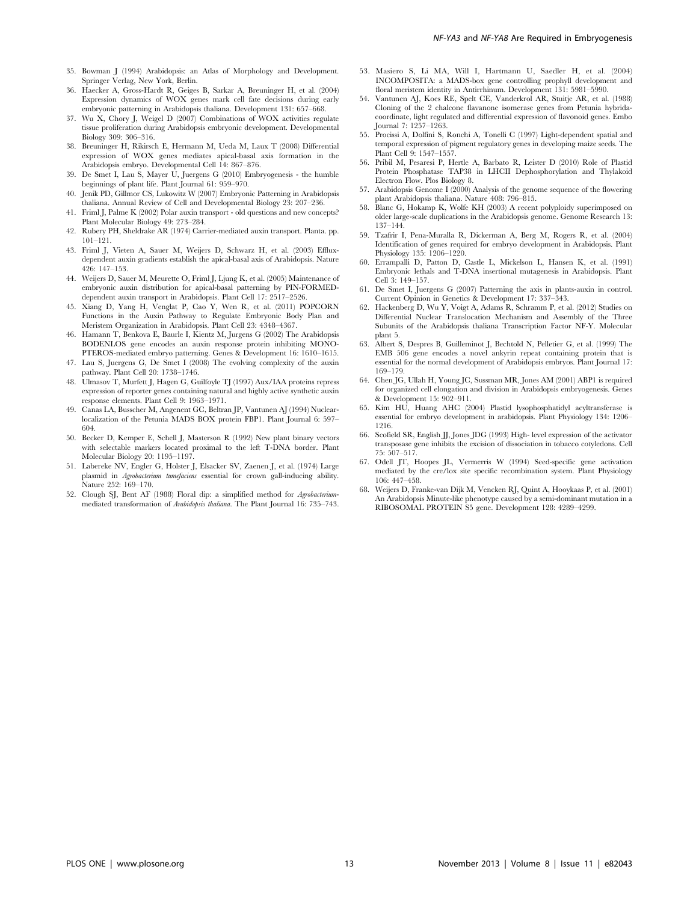35. Bowman J (1994) Arabidopsis: an Atlas of Morphology and Development. Springer Verlag, New York, Berlin.
36. Haecker A, Gross-Hardt R, Geiges B, Sarkar A, Breuninger H, et al. (2004) Expression dynamics of WOX genes mark cell fate decisions during early embryonic patterning in Arabidopsis thaliana. Development 131: 657–668.
37. Wu X, Chory J, Weigel D (2007) Combinations of WOX activities regulate tissue proliferation during Arabidopsis embryonic development. Developmental Biology 309: 306–316.
38. Breuninger H, Rikirsch E, Hermann M, Ueda M, Laux T (2008) Differential expression of WOX genes mediates apical-basal axis formation in the Arabidopsis embryo. Developmental Cell 14: 867–876.
39. De Smet I, Lau S, Mayer U, Juergens G (2010) Embryogenesis - the humble beginnings of plant life. Plant Journal 61: 959–970.
40. Jenik PD, Gillmor CS, Lukowitz W (2007) Embryonic Patterning in Arabidopsis thaliana. Annual Review of Cell and Developmental Biology 23: 207–236.
41. Friml J, Palme K (2002) Polar auxin transport - old questions and new concepts? Plant Molecular Biology 49: 273–284.
42. Rubery PH, Sheldrake AR (1974) Carrier-mediated auxin transport. Planta. pp. 101–121.
43. Friml J, Vieten A, Sauer M, Weijers D, Schwarz H, et al. (2003) Efflux-dependent auxin gradients establish the apical-basal axis of Arabidopsis. Nature 426: 147–153.
44. Weijers D, Sauer M, Meurette O, Friml J, Ljung K, et al. (2005) Maintenance of embryonic auxin distribution for apical-basal patterning by PIN-FORMED-dependent auxin transport in Arabidopsis. Plant Cell 17: 2517–2526.
45. Xiang D, Yang H, Venglat P, Cao Y, Wen R, et al. (2011) POPCORN Functions in the Auxin Pathway to Regulate Embryonic Body Plan and Meristem Organization in Arabidopsis. Plant Cell 23: 4348–4367.
46. Hamann T, Benkova E, Baurle I, Kientz M, Jurgens G (2002) The Arabidopsis BODENLOS gene encodes an auxin response protein inhibiting MONOPTEROS-mediated embryo patterning. Genes & Development 16: 1610–1615.
47. Lau S, Juergens G, De Smet I (2008) The evolving complexity of the auxin pathway. Plant Cell 20: 1738–1746.
48. Ulmasov T, Murfett J, Hagen G, Guilfoyle TJ (1997) Aux/IAA proteins repress expression of reporter genes containing natural and highly active synthetic auxin response elements. Plant Cell 9: 1963–1971.
49. Canas LA, Busscher M, Angenent GC, Beltran JP, Vantunen AJ (1994) Nuclear-localization of the Petunia MADS BOX protein FBP1. Plant Journal 6: 597–604.
50. Becker D, Kemper E, Schell J, Masterson R (1992) New plant binary vectors with selectable markers located proximal to the left T-DNA border. Plant Molecular Biology 20: 1195–1197.
51. Labereke NV, Engler G, Holster J, Elsacker SV, Zaenen J, et al. (1974) Large plasmid in *Agrobacterium tumefaciens* essential for crown gall-inducing ability. Nature 252: 169–170.
52. Clough SJ, Bent AF (1988) Floral dip: a simplified method for *Agrobacterium*-mediated transformation of *Arabidopsis thaliana*. The Plant Journal 16: 735–743.
53. Masiero S, Li MA, Will I, Hartmann U, Saedler H, et al. (2004) INCOMPOSITA: a MADS-box gene controlling prophyll development and floral meristem identity in Antirrhinum. Development 131: 5981–5990.
54. Vantunen AJ, Koes RE, Spelt CE, Vanderkrol AR, Stuitje AR, et al. (1988) Cloning of the 2 chalcone flavanone isomerase genes from Petunia hybrida-coordinate, light regulated and differential expression of flavonoid genes. Embo Journal 7: 1257–1263.
55. Procissi A, Dolfini S, Ronchi A, Tonelli C (1997) Light-dependent spatial and temporal expression of pigment regulatory genes in developing maize seeds. The Plant Cell 9: 1547–1557.
56. Pribil M, Pesaresi P, Hertle A, Barbato R, Leister D (2010) Role of Plastid Protein Phosphatase TAP38 in LHCII Dephosphorylation and Thylakoid Electron Flow. Plos Biology 8.
57. Arabidopsis Genome I (2000) Analysis of the genome sequence of the flowering plant Arabidopsis thaliana. Nature 408: 796–815.
58. Blanc G, Hokamp K, Wolfe KH (2003) A recent polyploidy superimposed on older large-scale duplications in the Arabidopsis genome. Genome Research 13: 137–144.
59. Tzafrir I, Pena-Muralla R, Dickerman A, Berg M, Rogers R, et al. (2004) Identification of genes required for embryo development in Arabidopsis. Plant Physiology 135: 1206–1220.
60. Errampalli D, Patton D, Castle L, Mickelson L, Hansen K, et al. (1991) Embryonic lethals and T-DNA insertional mutagenesis in Arabidopsis. Plant Cell 3: 149–157.
61. De Smet I, Juergens G (2007) Patterning the axis in plants-auxin in control. Current Opinion in Genetics & Development 17: 337–343.
62. Hackenberg D, Wu Y, Voigt A, Adams R, Schramm P, et al. (2012) Studies on Differential Nuclear Translocation Mechanism and Assembly of the Three Subunits of the Arabidopsis thaliana Transcription Factor NF-Y. Molecular plant 5.
63. Albert S, Despres B, Guilleminot J, Bechtold N, Pelletier G, et al. (1999) The EMB 506 gene encodes a novel ankyrin repeat containing protein that is essential for the normal development of Arabidopsis embryos. Plant Journal 17: 169–179.
64. Chen JG, Ullah H, Young JC, Sussman MR, Jones AM (2001) ABP1 is required for organized cell elongation and division in Arabidopsis embryogenesis. Genes & Development 15: 902–911.
65. Kim HU, Huang AHC (2004) Plastid lysophosphatidyl acyltransferase is essential for embryo development in arabidopsis. Plant Physiology 134: 1206–1216.
66. Scofield SR, English JJ, Jones JDG (1993) High- level expression of the activator transposase gene inhibits the excision of dissociation in tobacco cotyledons. Cell 75: 507–517.
67. Odell JT, Hoopes JL, Vermerris W (1994) Seed-specific gene activation mediated by the cre/lox site specific recombination system. Plant Physiology 106: 447–458.
68. Weijers D, Franke-van Dijk M, Vencken RJ, Quint A, Hooykaas P, et al. (2001) An Arabidopsis Minute-like phenotype caused by a semi-dominant mutation in a RIBOSOMAL PROTEIN S5 gene. Development 128: 4289–4299.